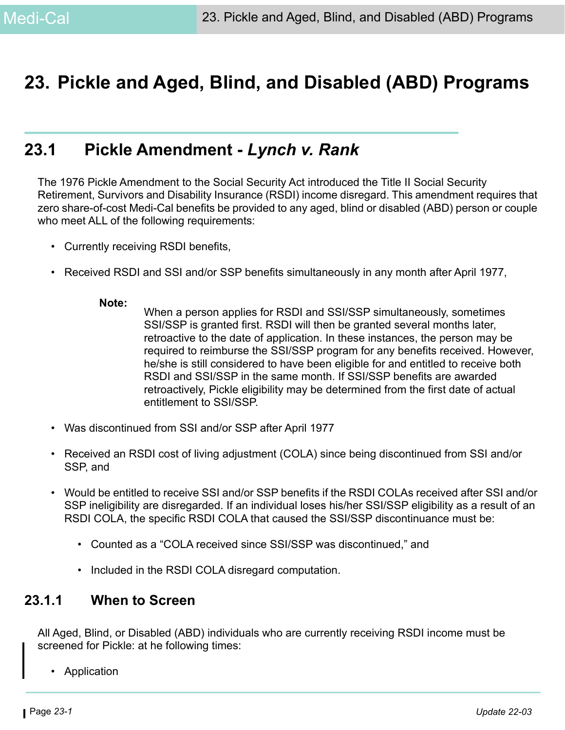# 23. Pickle and Aged, Blind, and Disabled (ABD) Programs

## 23.1 Pickle Amendment - *Lynch v. Rank*

The 1976 Pickle Amendment to the Social Security Act introduced the Title II Social Security Retirement, Survivors and Disability Insurance (RSDI) income disregard. This amendment requires that zero share-of-cost Medi-Cal benefits be provided to any aged, blind or disabled (ABD) person or couple who meet ALL of the following requirements:

- Currently receiving RSDI benefits,
- Received RSDI and SSI and/or SSP benefits simultaneously in any month after April 1977,

  **Note:** When a person applies for RSDI and SSI/SSP simultaneously, sometimes SSI/SSP is granted first. RSDI will then be granted several months later, retroactive to the date of application. In these instances, the person may be required to reimburse the SSI/SSP program for any benefits received. However, he/she is still considered to have been eligible for and entitled to receive both RSDI and SSI/SSP in the same month. If SSI/SSP benefits are awarded retroactively, Pickle eligibility may be determined from the first date of actual entitlement to SSI/SSP.

- Was discontinued from SSI and/or SSP after April 1977
- Received an RSDI cost of living adjustment (COLA) since being discontinued from SSI and/or SSP, and
- Would be entitled to receive SSI and/or SSP benefits if the RSDI COLAs received after SSI and/or SSP ineligibility are disregarded. If an individual loses his/her SSI/SSP eligibility as a result of an RSDI COLA, the specific RSDI COLA that caused the SSI/SSP discontinuance must be:
  - Counted as a "COLA received since SSI/SSP was discontinued," and
  - Included in the RSDI COLA disregard computation.

### 23.1.1 When to Screen

All Aged, Blind, or Disabled (ABD) individuals who are currently receiving RSDI income must be screened for Pickle: at he following times:

- Application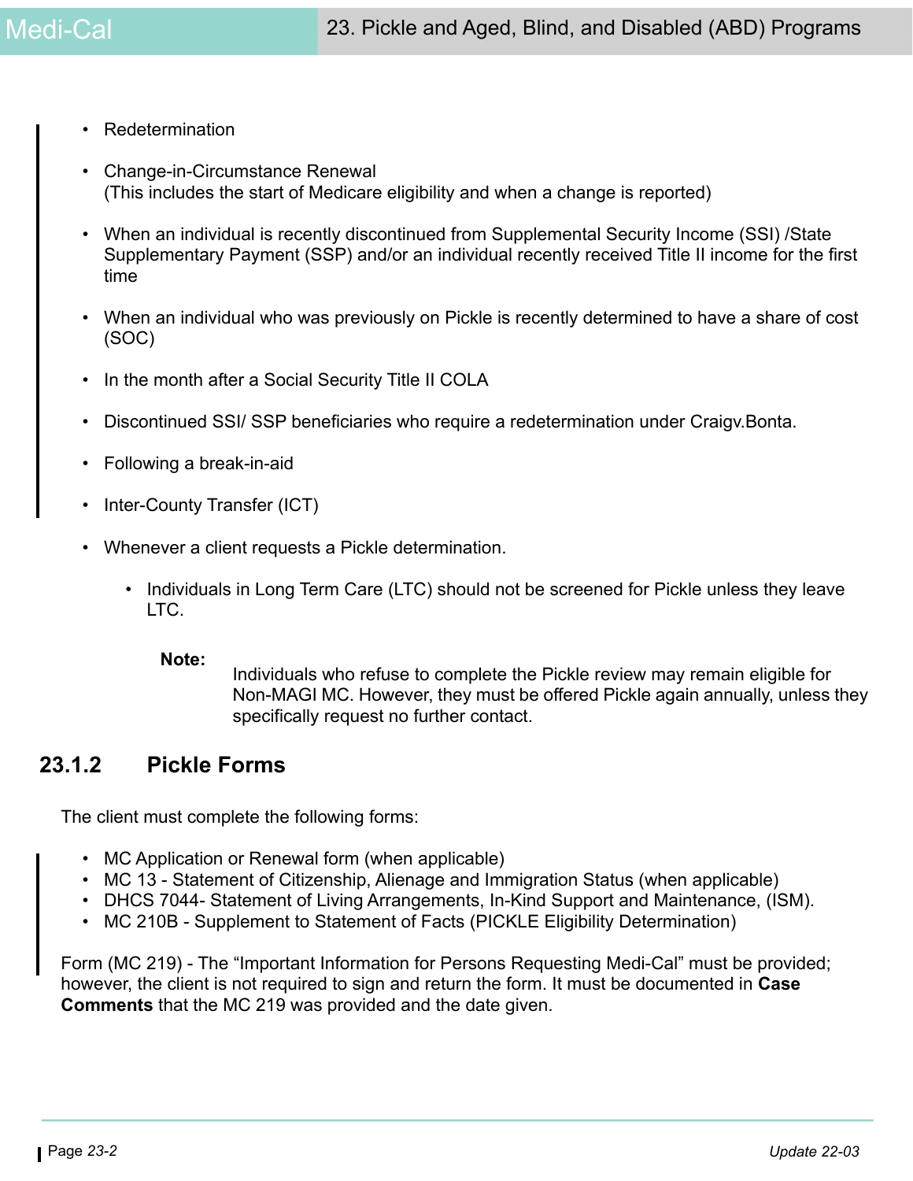- Redetermination
- Change-in-Circumstance Renewal
  (This includes the start of Medicare eligibility and when a change is reported)
- When an individual is recently discontinued from Supplemental Security Income (SSI) /State Supplementary Payment (SSP) and/or an individual recently received Title II income for the first time
- When an individual who was previously on Pickle is recently determined to have a share of cost (SOC)
- In the month after a Social Security Title II COLA
- Discontinued SSI/ SSP beneficiaries who require a redetermination under Craigv.Bonta.
- Following a break-in-aid
- Inter-County Transfer (ICT)
- Whenever a client requests a Pickle determination.
  - Individuals in Long Term Care (LTC) should not be screened for Pickle unless they leave LTC.

**Note:** Individuals who refuse to complete the Pickle review may remain eligible for Non-MAGI MC. However, they must be offered Pickle again annually, unless they specifically request no further contact.

## 23.1.2 Pickle Forms

The client must complete the following forms:

- MC Application or Renewal form (when applicable)
- MC 13 - Statement of Citizenship, Alienage and Immigration Status (when applicable)
- DHCS 7044- Statement of Living Arrangements, In-Kind Support and Maintenance, (ISM).
- MC 210B - Supplement to Statement of Facts (PICKLE Eligibility Determination)

Form (MC 219) - The “Important Information for Persons Requesting Medi-Cal” must be provided; however, the client is not required to sign and return the form. It must be documented in **Case Comments** that the MC 219 was provided and the date given.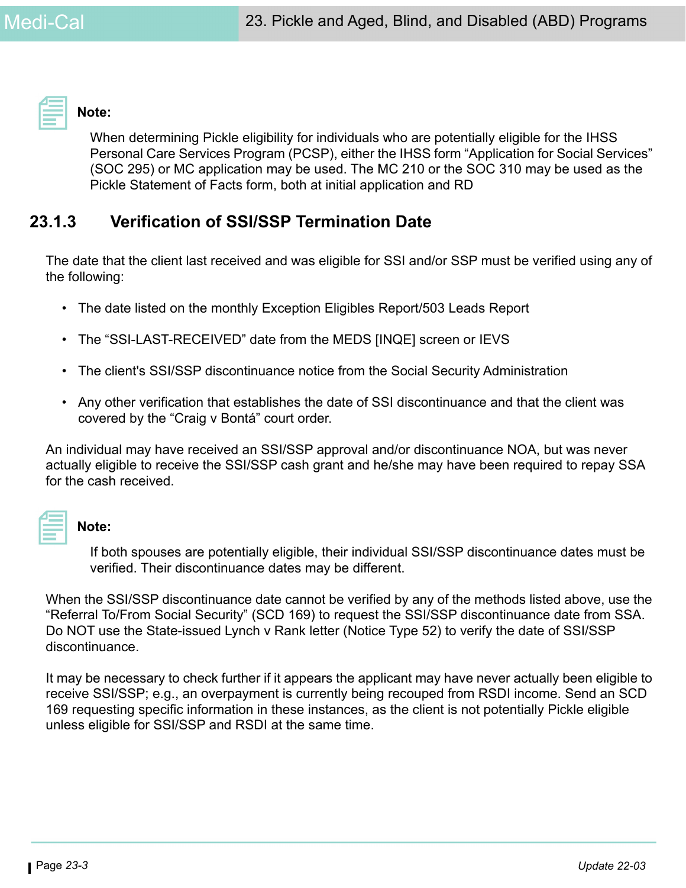**Note:**

When determining Pickle eligibility for individuals who are potentially eligible for the IHSS Personal Care Services Program (PCSP), either the IHSS form "Application for Social Services" (SOC 295) or MC application may be used. The MC 210 or the SOC 310 may be used as the Pickle Statement of Facts form, both at initial application and RD

## 23.1.3 Verification of SSI/SSP Termination Date

The date that the client last received and was eligible for SSI and/or SSP must be verified using any of the following:

- The date listed on the monthly Exception Eligibles Report/503 Leads Report
- The "SSI-LAST-RECEIVED" date from the MEDS [INQE] screen or IEVS
- The client's SSI/SSP discontinuance notice from the Social Security Administration
- Any other verification that establishes the date of SSI discontinuance and that the client was covered by the "Craig v Bontá" court order.

An individual may have received an SSI/SSP approval and/or discontinuance NOA, but was never actually eligible to receive the SSI/SSP cash grant and he/she may have been required to repay SSA for the cash received.

**Note:**

If both spouses are potentially eligible, their individual SSI/SSP discontinuance dates must be verified. Their discontinuance dates may be different.

When the SSI/SSP discontinuance date cannot be verified by any of the methods listed above, use the "Referral To/From Social Security" (SCD 169) to request the SSI/SSP discontinuance date from SSA. Do NOT use the State-issued Lynch v Rank letter (Notice Type 52) to verify the date of SSI/SSP discontinuance.

It may be necessary to check further if it appears the applicant may have never actually been eligible to receive SSI/SSP; e.g., an overpayment is currently being recouped from RSDI income. Send an SCD 169 requesting specific information in these instances, as the client is not potentially Pickle eligible unless eligible for SSI/SSP and RSDI at the same time.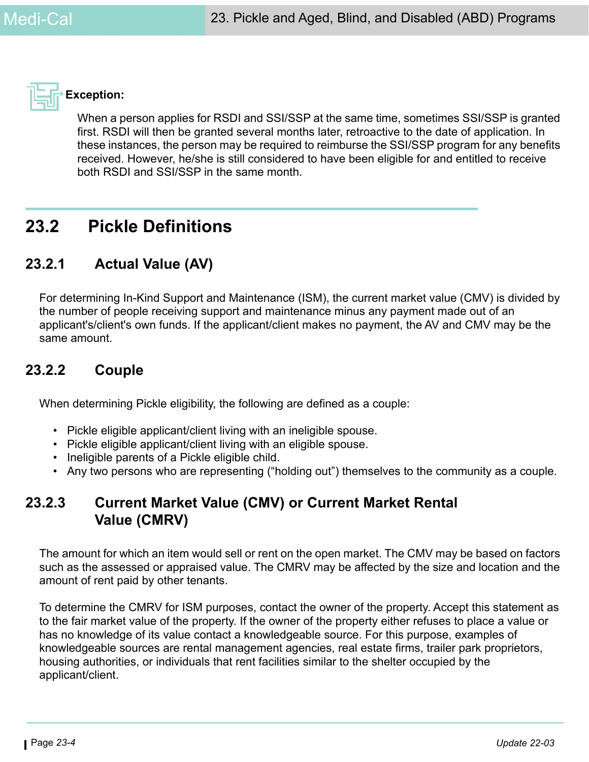**Exception:**

When a person applies for RSDI and SSI/SSP at the same time, sometimes SSI/SSP is granted first. RSDI will then be granted several months later, retroactive to the date of application. In these instances, the person may be required to reimburse the SSI/SSP program for any benefits received. However, he/she is still considered to have been eligible for and entitled to receive both RSDI and SSI/SSP in the same month.

## 23.2 Pickle Definitions

### 23.2.1 Actual Value (AV)

For determining In-Kind Support and Maintenance (ISM), the current market value (CMV) is divided by the number of people receiving support and maintenance minus any payment made out of an applicant's/client's own funds. If the applicant/client makes no payment, the AV and CMV may be the same amount.

### 23.2.2 Couple

When determining Pickle eligibility, the following are defined as a couple:

- Pickle eligible applicant/client living with an ineligible spouse.
- Pickle eligible applicant/client living with an eligible spouse.
- Ineligible parents of a Pickle eligible child.
- Any two persons who are representing ("holding out") themselves to the community as a couple.

### 23.2.3 Current Market Value (CMV) or Current Market Rental Value (CMRV)

The amount for which an item would sell or rent on the open market. The CMV may be based on factors such as the assessed or appraised value. The CMRV may be affected by the size and location and the amount of rent paid by other tenants.

To determine the CMRV for ISM purposes, contact the owner of the property. Accept this statement as to the fair market value of the property. If the owner of the property either refuses to place a value or has no knowledge of its value contact a knowledgeable source. For this purpose, examples of knowledgeable sources are rental management agencies, real estate firms, trailer park proprietors, housing authorities, or individuals that rent facilities similar to the shelter occupied by the applicant/client.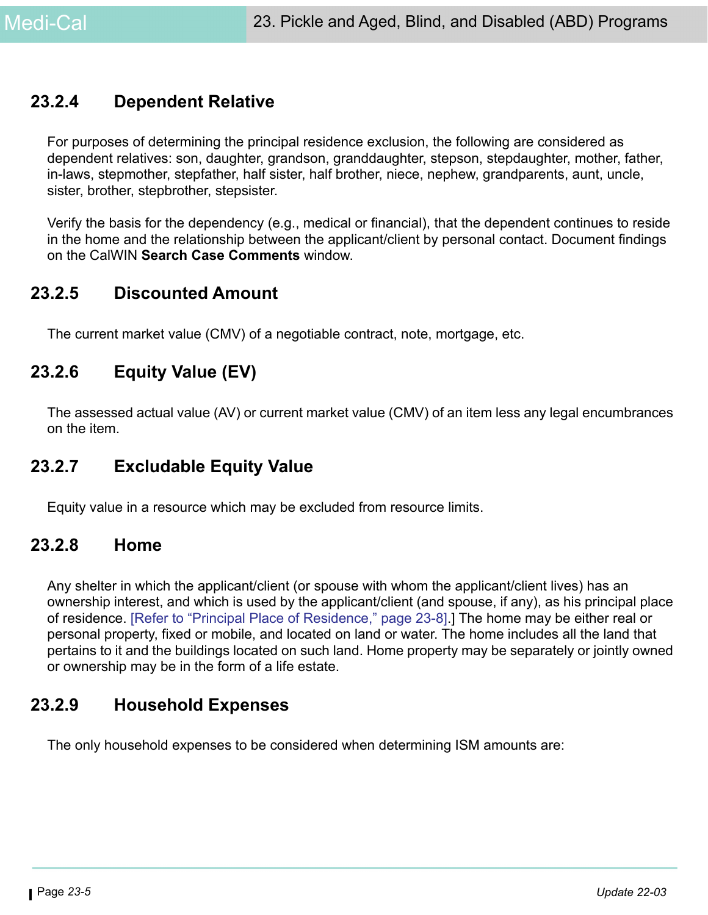### 23.2.4 Dependent Relative

For purposes of determining the principal residence exclusion, the following are considered as dependent relatives: son, daughter, grandson, granddaughter, stepson, stepdaughter, mother, father, in-laws, stepmother, stepfather, half sister, half brother, niece, nephew, grandparents, aunt, uncle, sister, brother, stepbrother, stepsister.

Verify the basis for the dependency (e.g., medical or financial), that the dependent continues to reside in the home and the relationship between the applicant/client by personal contact. Document findings on the CalWIN **Search Case Comments** window.

### 23.2.5 Discounted Amount

The current market value (CMV) of a negotiable contract, note, mortgage, etc.

### 23.2.6 Equity Value (EV)

The assessed actual value (AV) or current market value (CMV) of an item less any legal encumbrances on the item.

### 23.2.7 Excludable Equity Value

Equity value in a resource which may be excluded from resource limits.

### 23.2.8 Home

Any shelter in which the applicant/client (or spouse with whom the applicant/client lives) has an ownership interest, and which is used by the applicant/client (and spouse, if any), as his principal place of residence. [Refer to "Principal Place of Residence," page 23-8].] The home may be either real or personal property, fixed or mobile, and located on land or water. The home includes all the land that pertains to it and the buildings located on such land. Home property may be separately or jointly owned or ownership may be in the form of a life estate.

### 23.2.9 Household Expenses

The only household expenses to be considered when determining ISM amounts are: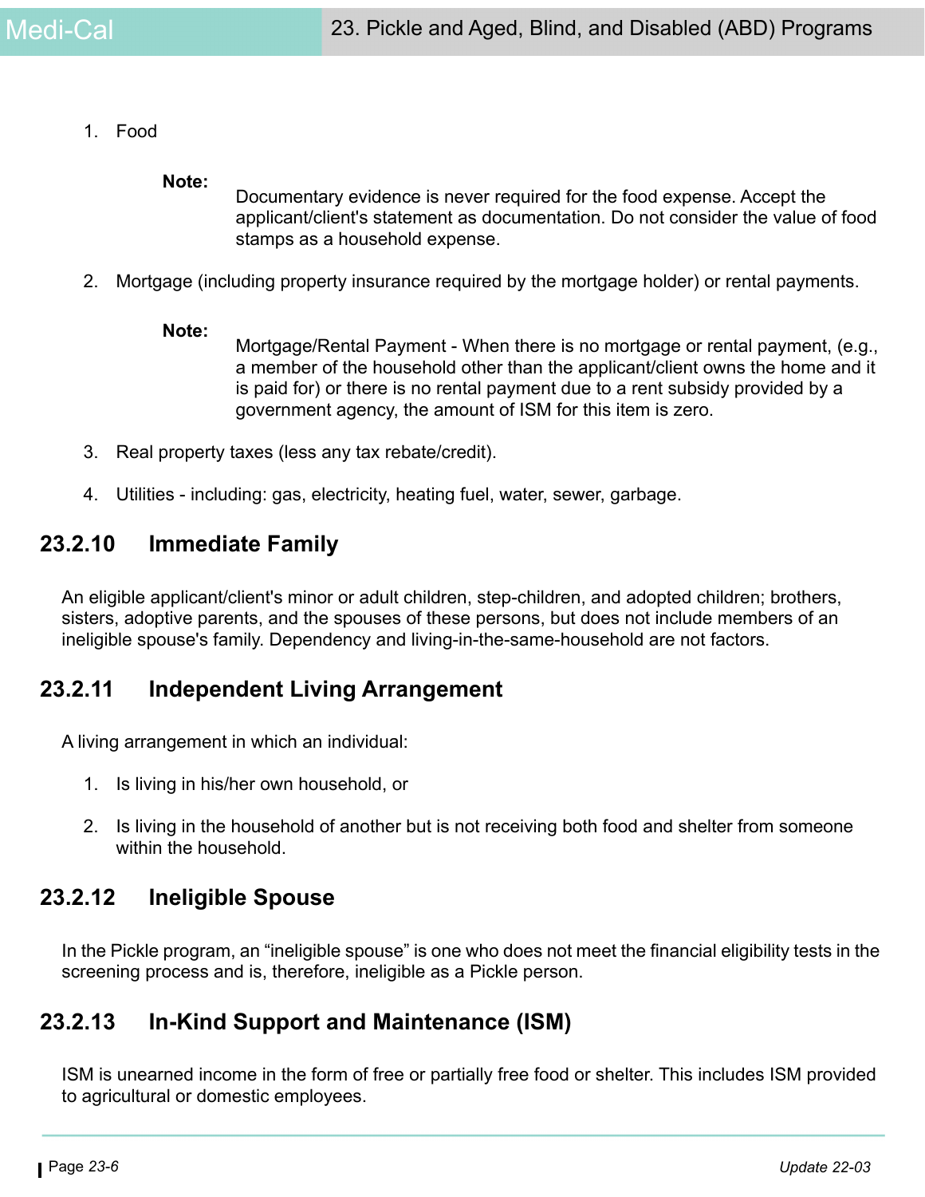1. Food

   **Note:** Documentary evidence is never required for the food expense. Accept the applicant/client's statement as documentation. Do not consider the value of food stamps as a household expense.

2. Mortgage (including property insurance required by the mortgage holder) or rental payments.

   **Note:** Mortgage/Rental Payment - When there is no mortgage or rental payment, (e.g., a member of the household other than the applicant/client owns the home and it is paid for) or there is no rental payment due to a rent subsidy provided by a government agency, the amount of ISM for this item is zero.

3. Real property taxes (less any tax rebate/credit).

4. Utilities - including: gas, electricity, heating fuel, water, sewer, garbage.

## 23.2.10 Immediate Family

An eligible applicant/client's minor or adult children, step-children, and adopted children; brothers, sisters, adoptive parents, and the spouses of these persons, but does not include members of an ineligible spouse's family. Dependency and living-in-the-same-household are not factors.

## 23.2.11 Independent Living Arrangement

A living arrangement in which an individual:

1. Is living in his/her own household, or

2. Is living in the household of another but is not receiving both food and shelter from someone within the household.

## 23.2.12 Ineligible Spouse

In the Pickle program, an "ineligible spouse" is one who does not meet the financial eligibility tests in the screening process and is, therefore, ineligible as a Pickle person.

## 23.2.13 In-Kind Support and Maintenance (ISM)

ISM is unearned income in the form of free or partially free food or shelter. This includes ISM provided to agricultural or domestic employees.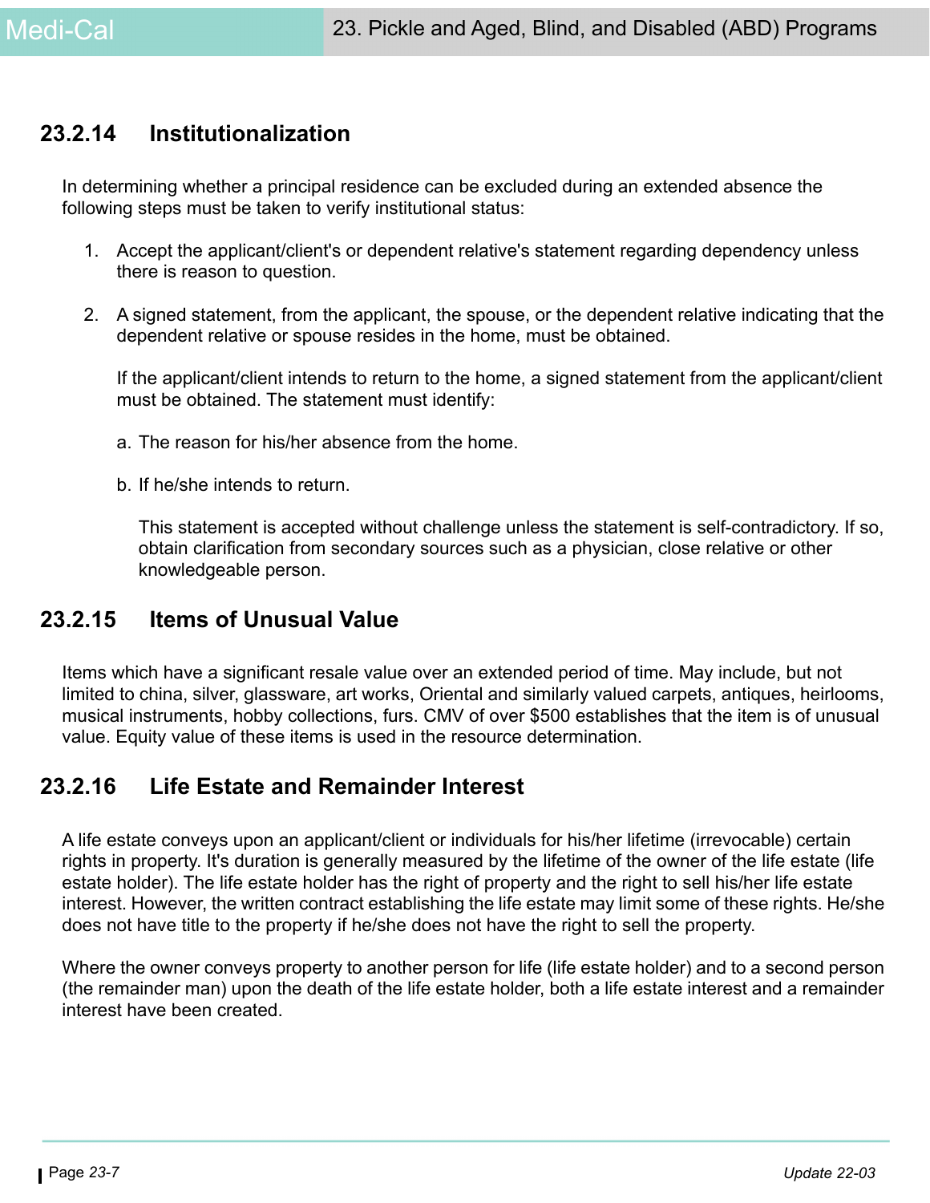## 23.2.14 Institutionalization

In determining whether a principal residence can be excluded during an extended absence the following steps must be taken to verify institutional status:

1. Accept the applicant/client's or dependent relative's statement regarding dependency unless there is reason to question.

2. A signed statement, from the applicant, the spouse, or the dependent relative indicating that the dependent relative or spouse resides in the home, must be obtained.

   If the applicant/client intends to return to the home, a signed statement from the applicant/client must be obtained. The statement must identify:

   a. The reason for his/her absence from the home.

   b. If he/she intends to return.

      This statement is accepted without challenge unless the statement is self-contradictory. If so, obtain clarification from secondary sources such as a physician, close relative or other knowledgeable person.

## 23.2.15 Items of Unusual Value

Items which have a significant resale value over an extended period of time. May include, but not limited to china, silver, glassware, art works, Oriental and similarly valued carpets, antiques, heirlooms, musical instruments, hobby collections, furs. CMV of over $500 establishes that the item is of unusual value. Equity value of these items is used in the resource determination.

## 23.2.16 Life Estate and Remainder Interest

A life estate conveys upon an applicant/client or individuals for his/her lifetime (irrevocable) certain rights in property. It's duration is generally measured by the lifetime of the owner of the life estate (life estate holder). The life estate holder has the right of property and the right to sell his/her life estate interest. However, the written contract establishing the life estate may limit some of these rights. He/she does not have title to the property if he/she does not have the right to sell the property.

Where the owner conveys property to another person for life (life estate holder) and to a second person (the remainder man) upon the death of the life estate holder, both a life estate interest and a remainder interest have been created.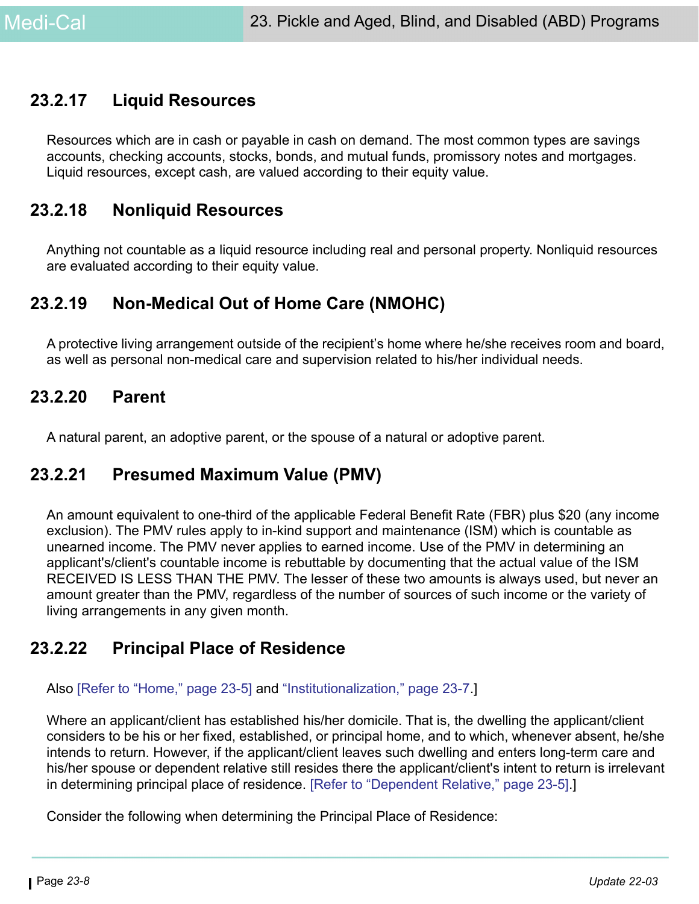### 23.2.17 Liquid Resources

Resources which are in cash or payable in cash on demand. The most common types are savings accounts, checking accounts, stocks, bonds, and mutual funds, promissory notes and mortgages. Liquid resources, except cash, are valued according to their equity value.

### 23.2.18 Nonliquid Resources

Anything not countable as a liquid resource including real and personal property. Nonliquid resources are evaluated according to their equity value.

### 23.2.19 Non-Medical Out of Home Care (NMOHC)

A protective living arrangement outside of the recipient's home where he/she receives room and board, as well as personal non-medical care and supervision related to his/her individual needs.

### 23.2.20 Parent

A natural parent, an adoptive parent, or the spouse of a natural or adoptive parent.

### 23.2.21 Presumed Maximum Value (PMV)

An amount equivalent to one-third of the applicable Federal Benefit Rate (FBR) plus $20 (any income exclusion). The PMV rules apply to in-kind support and maintenance (ISM) which is countable as unearned income. The PMV never applies to earned income. Use of the PMV in determining an applicant's/client's countable income is rebuttable by documenting that the actual value of the ISM RECEIVED IS LESS THAN THE PMV. The lesser of these two amounts is always used, but never an amount greater than the PMV, regardless of the number of sources of such income or the variety of living arrangements in any given month.

### 23.2.22 Principal Place of Residence

Also [Refer to "Home," page 23-5] and "Institutionalization," page 23-7.]

Where an applicant/client has established his/her domicile. That is, the dwelling the applicant/client considers to be his or her fixed, established, or principal home, and to which, whenever absent, he/she intends to return. However, if the applicant/client leaves such dwelling and enters long-term care and his/her spouse or dependent relative still resides there the applicant/client's intent to return is irrelevant in determining principal place of residence. [Refer to "Dependent Relative," page 23-5].]

Consider the following when determining the Principal Place of Residence: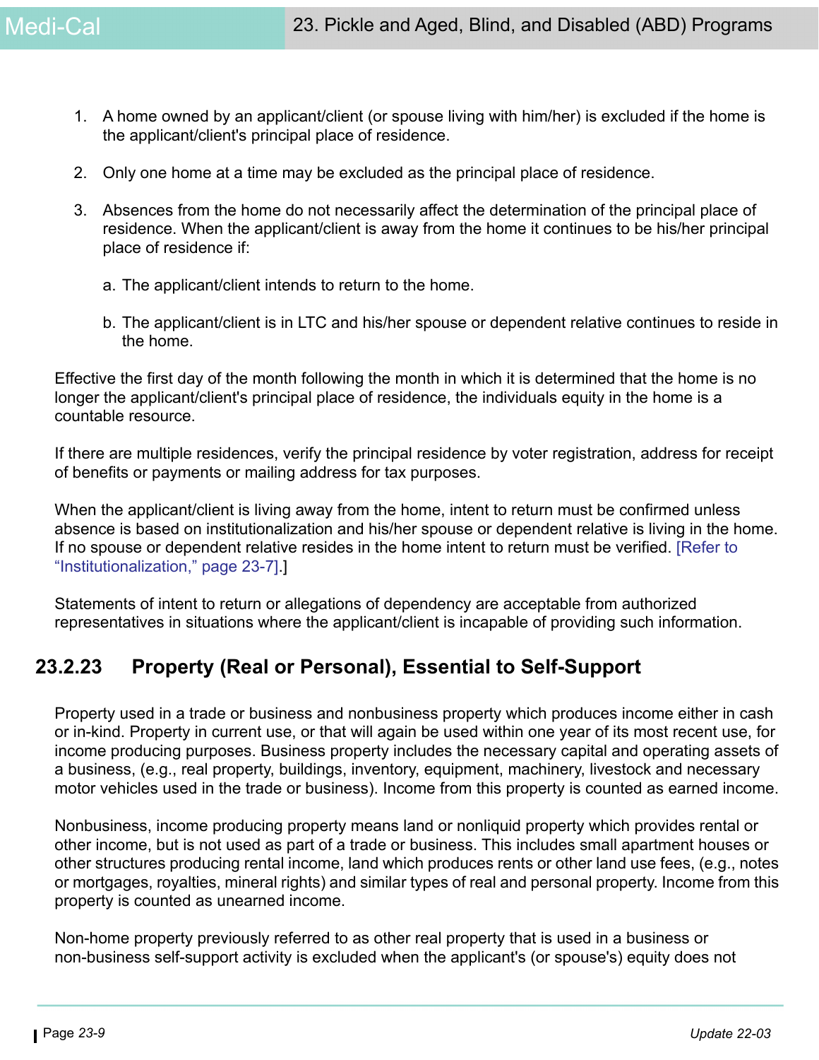1. A home owned by an applicant/client (or spouse living with him/her) is excluded if the home is the applicant/client's principal place of residence.

2. Only one home at a time may be excluded as the principal place of residence.

3. Absences from the home do not necessarily affect the determination of the principal place of residence. When the applicant/client is away from the home it continues to be his/her principal place of residence if:

   a. The applicant/client intends to return to the home.

   b. The applicant/client is in LTC and his/her spouse or dependent relative continues to reside in the home.

Effective the first day of the month following the month in which it is determined that the home is no longer the applicant/client's principal place of residence, the individuals equity in the home is a countable resource.

If there are multiple residences, verify the principal residence by voter registration, address for receipt of benefits or payments or mailing address for tax purposes.

When the applicant/client is living away from the home, intent to return must be confirmed unless absence is based on institutionalization and his/her spouse or dependent relative is living in the home. If no spouse or dependent relative resides in the home intent to return must be verified. [Refer to "Institutionalization," page 23-7].]

Statements of intent to return or allegations of dependency are acceptable from authorized representatives in situations where the applicant/client is incapable of providing such information.

## 23.2.23 Property (Real or Personal), Essential to Self-Support

Property used in a trade or business and nonbusiness property which produces income either in cash or in-kind. Property in current use, or that will again be used within one year of its most recent use, for income producing purposes. Business property includes the necessary capital and operating assets of a business, (e.g., real property, buildings, inventory, equipment, machinery, livestock and necessary motor vehicles used in the trade or business). Income from this property is counted as earned income.

Nonbusiness, income producing property means land or nonliquid property which provides rental or other income, but is not used as part of a trade or business. This includes small apartment houses or other structures producing rental income, land which produces rents or other land use fees, (e.g., notes or mortgages, royalties, mineral rights) and similar types of real and personal property. Income from this property is counted as unearned income.

Non-home property previously referred to as other real property that is used in a business or non-business self-support activity is excluded when the applicant's (or spouse's) equity does not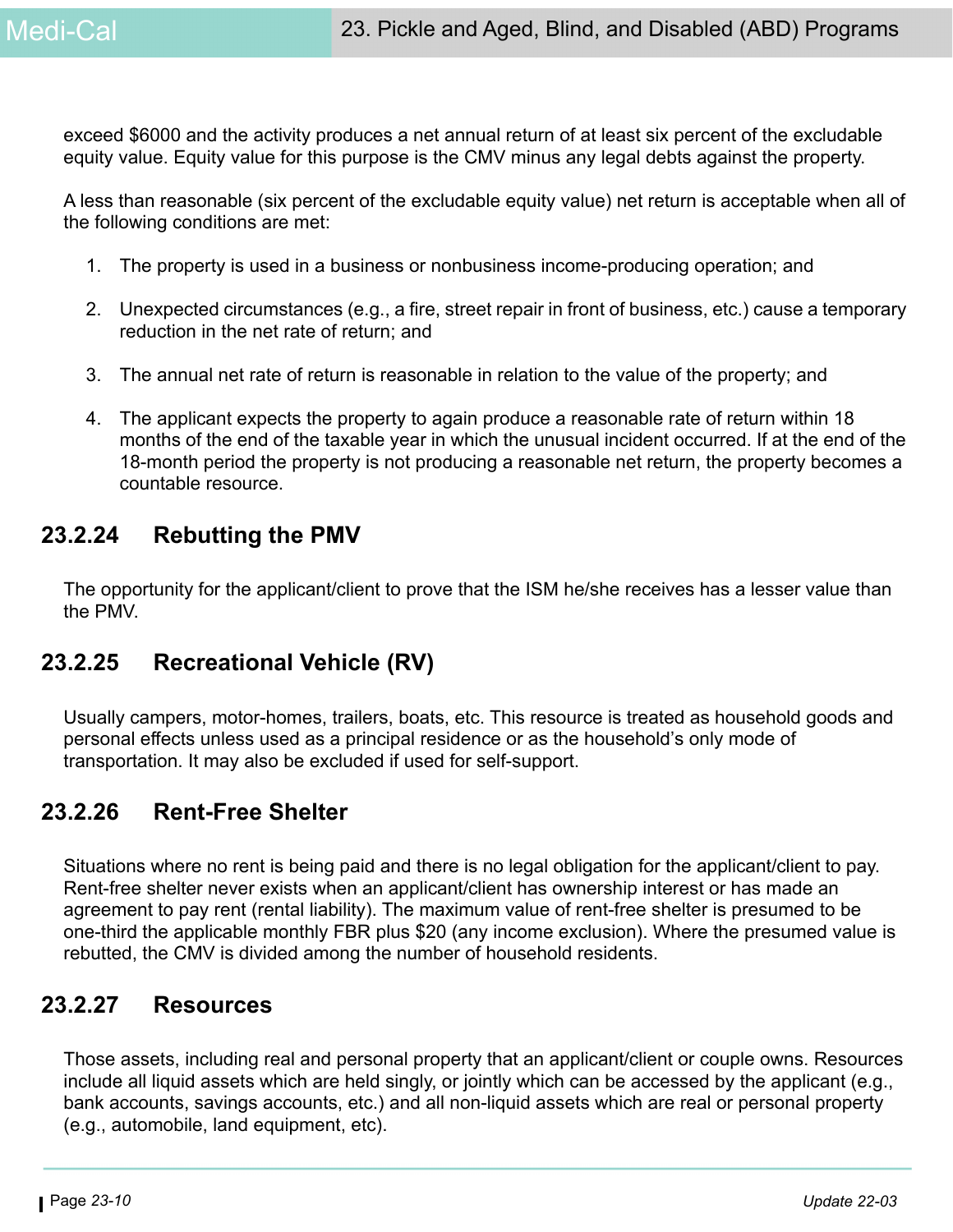exceed $6000 and the activity produces a net annual return of at least six percent of the excludable equity value. Equity value for this purpose is the CMV minus any legal debts against the property.

A less than reasonable (six percent of the excludable equity value) net return is acceptable when all of the following conditions are met:

1. The property is used in a business or nonbusiness income-producing operation; and
2. Unexpected circumstances (e.g., a fire, street repair in front of business, etc.) cause a temporary reduction in the net rate of return; and
3. The annual net rate of return is reasonable in relation to the value of the property; and
4. The applicant expects the property to again produce a reasonable rate of return within 18 months of the end of the taxable year in which the unusual incident occurred. If at the end of the 18-month period the property is not producing a reasonable net return, the property becomes a countable resource.

## 23.2.24 Rebutting the PMV

The opportunity for the applicant/client to prove that the ISM he/she receives has a lesser value than the PMV.

## 23.2.25 Recreational Vehicle (RV)

Usually campers, motor-homes, trailers, boats, etc. This resource is treated as household goods and personal effects unless used as a principal residence or as the household's only mode of transportation. It may also be excluded if used for self-support.

## 23.2.26 Rent-Free Shelter

Situations where no rent is being paid and there is no legal obligation for the applicant/client to pay. Rent-free shelter never exists when an applicant/client has ownership interest or has made an agreement to pay rent (rental liability). The maximum value of rent-free shelter is presumed to be one-third the applicable monthly FBR plus $20 (any income exclusion). Where the presumed value is rebutted, the CMV is divided among the number of household residents.

## 23.2.27 Resources

Those assets, including real and personal property that an applicant/client or couple owns. Resources include all liquid assets which are held singly, or jointly which can be accessed by the applicant (e.g., bank accounts, savings accounts, etc.) and all non-liquid assets which are real or personal property (e.g., automobile, land equipment, etc).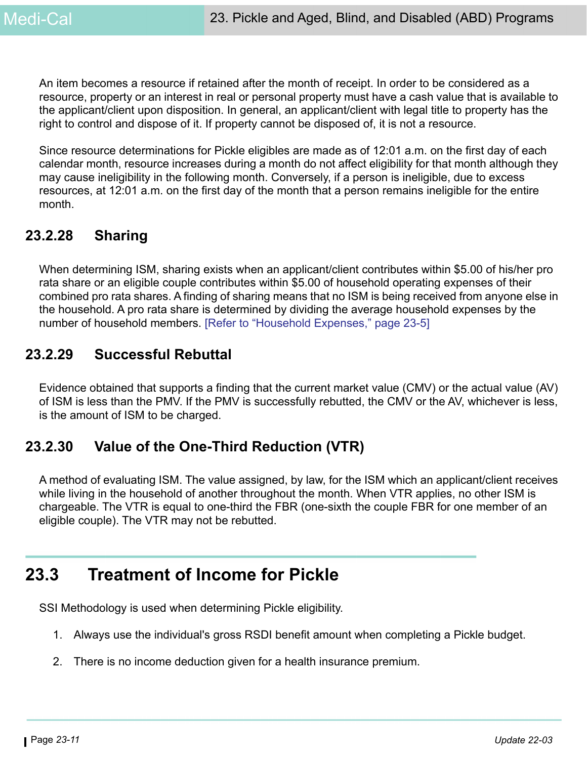An item becomes a resource if retained after the month of receipt. In order to be considered as a resource, property or an interest in real or personal property must have a cash value that is available to the applicant/client upon disposition. In general, an applicant/client with legal title to property has the right to control and dispose of it. If property cannot be disposed of, it is not a resource.

Since resource determinations for Pickle eligibles are made as of 12:01 a.m. on the first day of each calendar month, resource increases during a month do not affect eligibility for that month although they may cause ineligibility in the following month. Conversely, if a person is ineligible, due to excess resources, at 12:01 a.m. on the first day of the month that a person remains ineligible for the entire month.

### 23.2.28 Sharing

When determining ISM, sharing exists when an applicant/client contributes within $5.00 of his/her pro rata share or an eligible couple contributes within $5.00 of household operating expenses of their combined pro rata shares. A finding of sharing means that no ISM is being received from anyone else in the household. A pro rata share is determined by dividing the average household expenses by the number of household members. [Refer to “Household Expenses,” page 23-5]

### 23.2.29 Successful Rebuttal

Evidence obtained that supports a finding that the current market value (CMV) or the actual value (AV) of ISM is less than the PMV. If the PMV is successfully rebutted, the CMV or the AV, whichever is less, is the amount of ISM to be charged.

### 23.2.30 Value of the One-Third Reduction (VTR)

A method of evaluating ISM. The value assigned, by law, for the ISM which an applicant/client receives while living in the household of another throughout the month. When VTR applies, no other ISM is chargeable. The VTR is equal to one-third the FBR (one-sixth the couple FBR for one member of an eligible couple). The VTR may not be rebutted.

## 23.3 Treatment of Income for Pickle

SSI Methodology is used when determining Pickle eligibility.

1. Always use the individual's gross RSDI benefit amount when completing a Pickle budget.

2. There is no income deduction given for a health insurance premium.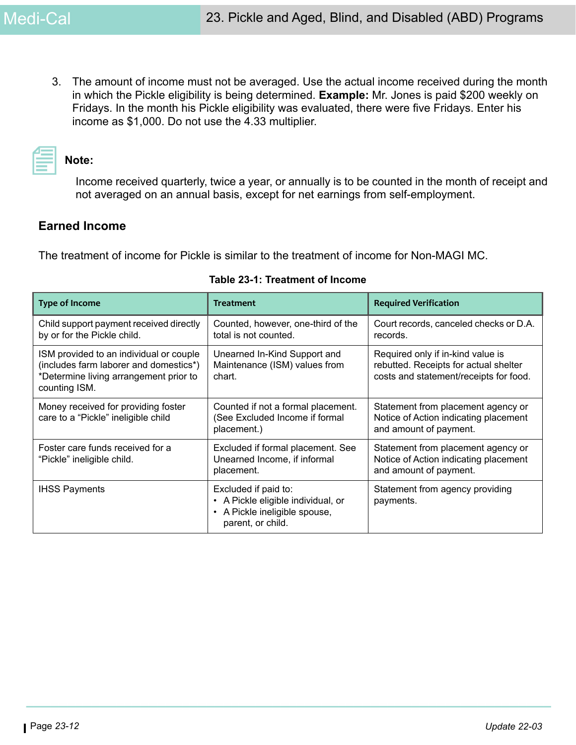3. The amount of income must not be averaged. Use the actual income received during the month in which the Pickle eligibility is being determined. **Example:** Mr. Jones is paid $200 weekly on Fridays. In the month his Pickle eligibility was evaluated, there were five Fridays. Enter his income as $1,000. Do not use the 4.33 multiplier.

**Note:**

Income received quarterly, twice a year, or annually is to be counted in the month of receipt and not averaged on an annual basis, except for net earnings from self-employment.

### Earned Income

The treatment of income for Pickle is similar to the treatment of income for Non-MAGI MC.

**Table 23-1: Treatment of Income**

| Type of Income | Treatment | Required Verification |
|---|---|---|
| Child support payment received directly by or for the Pickle child. | Counted, however, one-third of the total is not counted. | Court records, canceled checks or D.A. records. |
| ISM provided to an individual or couple (includes farm laborer and domestics*) *Determine living arrangement prior to counting ISM. | Unearned In-Kind Support and Maintenance (ISM) values from chart. | Required only if in-kind value is rebutted. Receipts for actual shelter costs and statement/receipts for food. |
| Money received for providing foster care to a “Pickle” ineligible child | Counted if not a formal placement. (See Excluded Income if formal placement.) | Statement from placement agency or Notice of Action indicating placement and amount of payment. |
| Foster care funds received for a “Pickle” ineligible child. | Excluded if formal placement. See Unearned Income, if informal placement. | Statement from placement agency or Notice of Action indicating placement and amount of payment. |
| IHSS Payments | Excluded if paid to:<br>• A Pickle eligible individual, or<br>• A Pickle ineligible spouse, parent, or child. | Statement from agency providing payments. |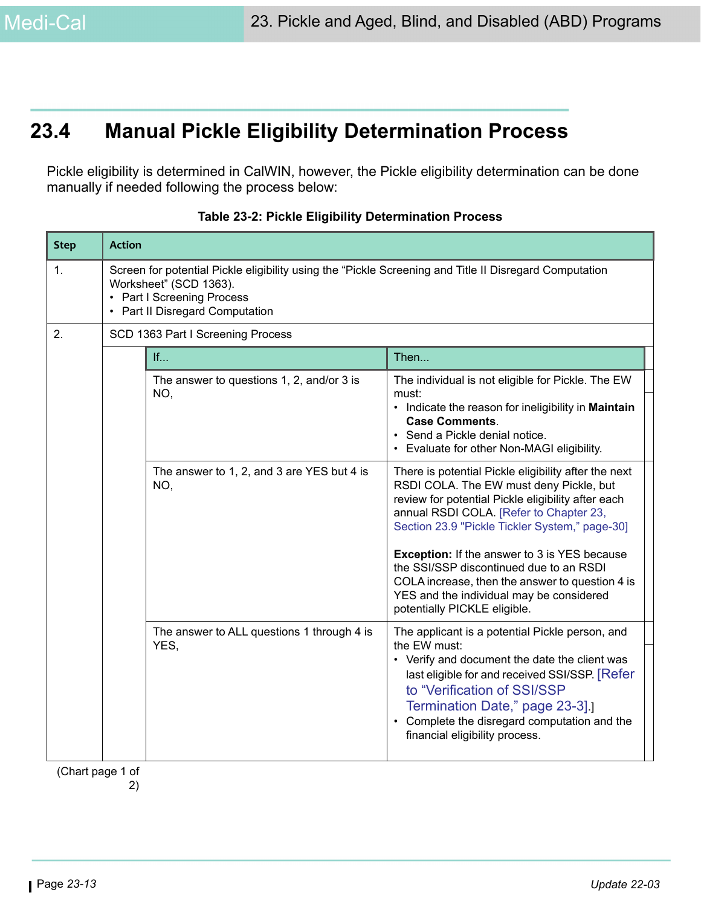## 23.4 Manual Pickle Eligibility Determination Process

Pickle eligibility is determined in CalWIN, however, the Pickle eligibility determination can be done manually if needed following the process below:

**Table 23-2: Pickle Eligibility Determination Process**

| Step | Action | |
|---|---|---|
| 1. | Screen for potential Pickle eligibility using the "Pickle Screening and Title II Disregard Computation Worksheet" (SCD 1363).<br>• Part I Screening Process<br>• Part II Disregard Computation | |
| 2. | SCD 1363 Part I Screening Process | |
| | **If...** | **Then...** |
| | The answer to questions 1, 2, and/or 3 is NO, | The individual is not eligible for Pickle. The EW must:<br>• Indicate the reason for ineligibility in **Maintain Case Comments**.<br>• Send a Pickle denial notice.<br>• Evaluate for other Non-MAGI eligibility. |
| | The answer to 1, 2, and 3 are YES but 4 is NO, | There is potential Pickle eligibility after the next RSDI COLA. The EW must deny Pickle, but review for potential Pickle eligibility after each annual RSDI COLA. [Refer to Chapter 23, Section 23.9 "Pickle Tickler System," page-30]<br><br>**Exception:** If the answer to 3 is YES because the SSI/SSP discontinued due to an RSDI COLA increase, then the answer to question 4 is YES and the individual may be considered potentially PICKLE eligible. |
| | The answer to ALL questions 1 through 4 is YES, | The applicant is a potential Pickle person, and the EW must:<br>• Verify and document the date the client was last eligible for and received SSI/SSP. [Refer to "Verification of SSI/SSP Termination Date," page 23-3].]<br>• Complete the disregard computation and the financial eligibility process. |

(Chart page 1 of 2)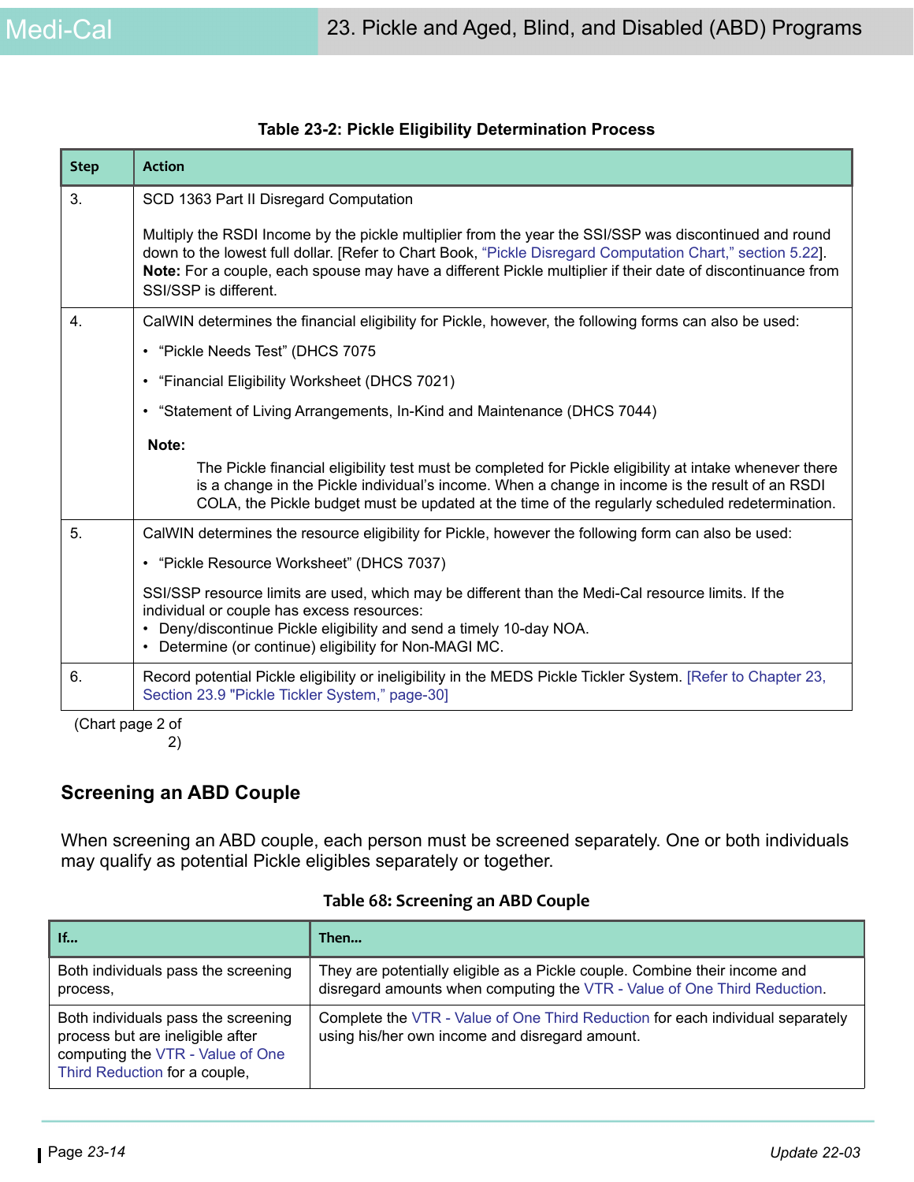**Table 23-2: Pickle Eligibility Determination Process**

| Step | Action |
|---|---|
| 3. | SCD 1363 Part II Disregard Computation<br><br>Multiply the RSDI Income by the pickle multiplier from the year the SSI/SSP was discontinued and round down to the lowest full dollar. [Refer to Chart Book, "Pickle Disregard Computation Chart," section 5.22]. **Note:** For a couple, each spouse may have a different Pickle multiplier if their date of discontinuance from SSI/SSP is different. |
| 4. | CalWIN determines the financial eligibility for Pickle, however, the following forms can also be used:<br>• "Pickle Needs Test" (DHCS 7075<br>• "Financial Eligibility Worksheet (DHCS 7021)<br>• "Statement of Living Arrangements, In-Kind and Maintenance (DHCS 7044)<br><br>**Note:**<br>The Pickle financial eligibility test must be completed for Pickle eligibility at intake whenever there is a change in the Pickle individual's income. When a change in income is the result of an RSDI COLA, the Pickle budget must be updated at the time of the regularly scheduled redetermination. |
| 5. | CalWIN determines the resource eligibility for Pickle, however the following form can also be used:<br>• "Pickle Resource Worksheet" (DHCS 7037)<br><br>SSI/SSP resource limits are used, which may be different than the Medi-Cal resource limits. If the individual or couple has excess resources:<br>• Deny/discontinue Pickle eligibility and send a timely 10-day NOA.<br>• Determine (or continue) eligibility for Non-MAGI MC. |
| 6. | Record potential Pickle eligibility or ineligibility in the MEDS Pickle Tickler System. [Refer to Chapter 23, Section 23.9 "Pickle Tickler System," page-30] |

(Chart page 2 of 2)

## Screening an ABD Couple

When screening an ABD couple, each person must be screened separately. One or both individuals may qualify as potential Pickle eligibles separately or together.

**Table 68: Screening an ABD Couple**

| If... | Then... |
|---|---|
| Both individuals pass the screening process, | They are potentially eligible as a Pickle couple. Combine their income and disregard amounts when computing the VTR - Value of One Third Reduction. |
| Both individuals pass the screening process but are ineligible after computing the VTR - Value of One Third Reduction for a couple, | Complete the VTR - Value of One Third Reduction for each individual separately using his/her own income and disregard amount. |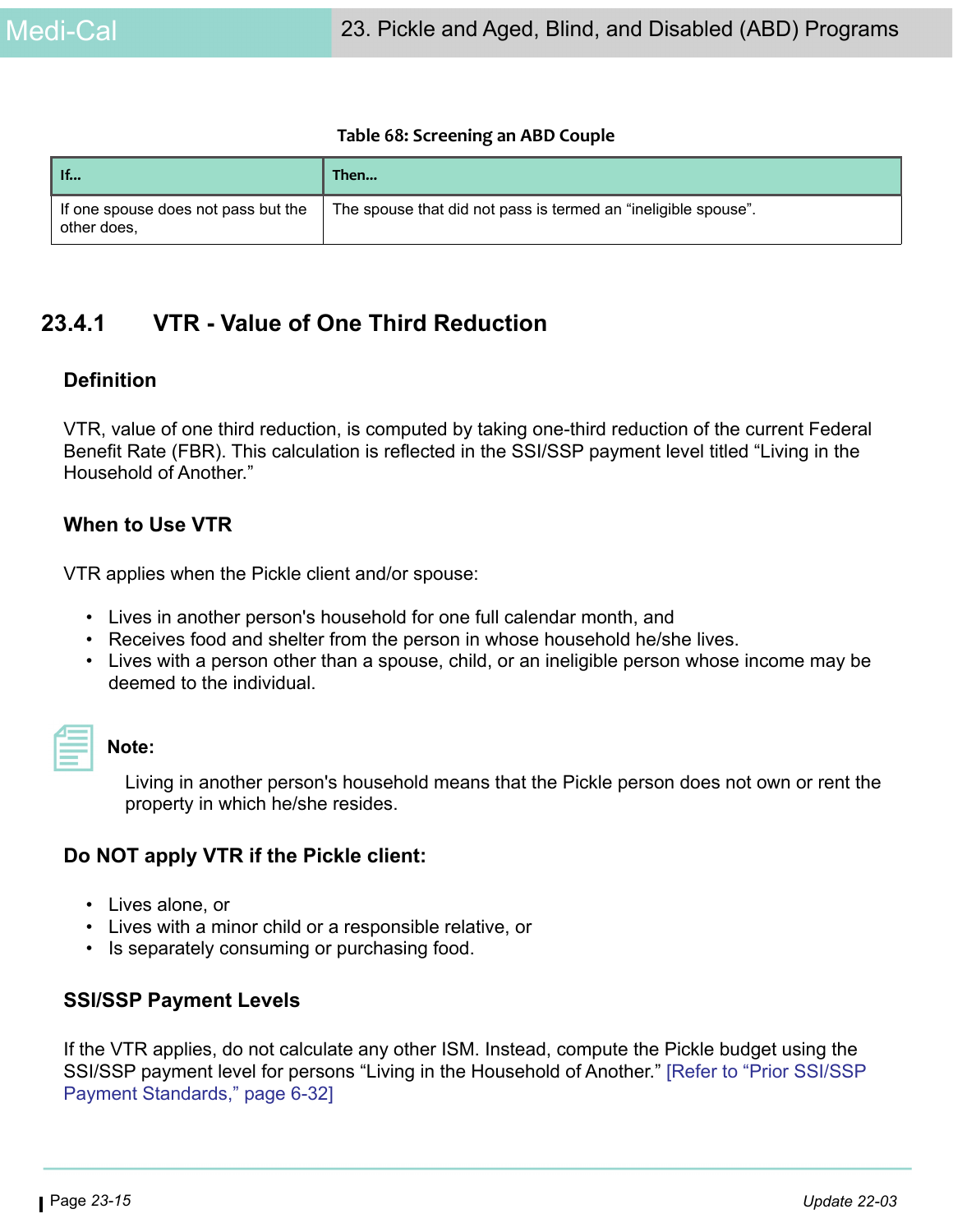**Table 68: Screening an ABD Couple**

| If... | Then... |
|---|---|
| If one spouse does not pass but the other does, | The spouse that did not pass is termed an "ineligible spouse". |

## 23.4.1 VTR - Value of One Third Reduction

### Definition

VTR, value of one third reduction, is computed by taking one-third reduction of the current Federal Benefit Rate (FBR). This calculation is reflected in the SSI/SSP payment level titled "Living in the Household of Another."

### When to Use VTR

VTR applies when the Pickle client and/or spouse:

- Lives in another person's household for one full calendar month, and
- Receives food and shelter from the person in whose household he/she lives.
- Lives with a person other than a spouse, child, or an ineligible person whose income may be deemed to the individual.

**Note:**

Living in another person's household means that the Pickle person does not own or rent the property in which he/she resides.

### Do NOT apply VTR if the Pickle client:

- Lives alone, or
- Lives with a minor child or a responsible relative, or
- Is separately consuming or purchasing food.

### SSI/SSP Payment Levels

If the VTR applies, do not calculate any other ISM. Instead, compute the Pickle budget using the SSI/SSP payment level for persons "Living in the Household of Another." [Refer to "Prior SSI/SSP Payment Standards," page 6-32]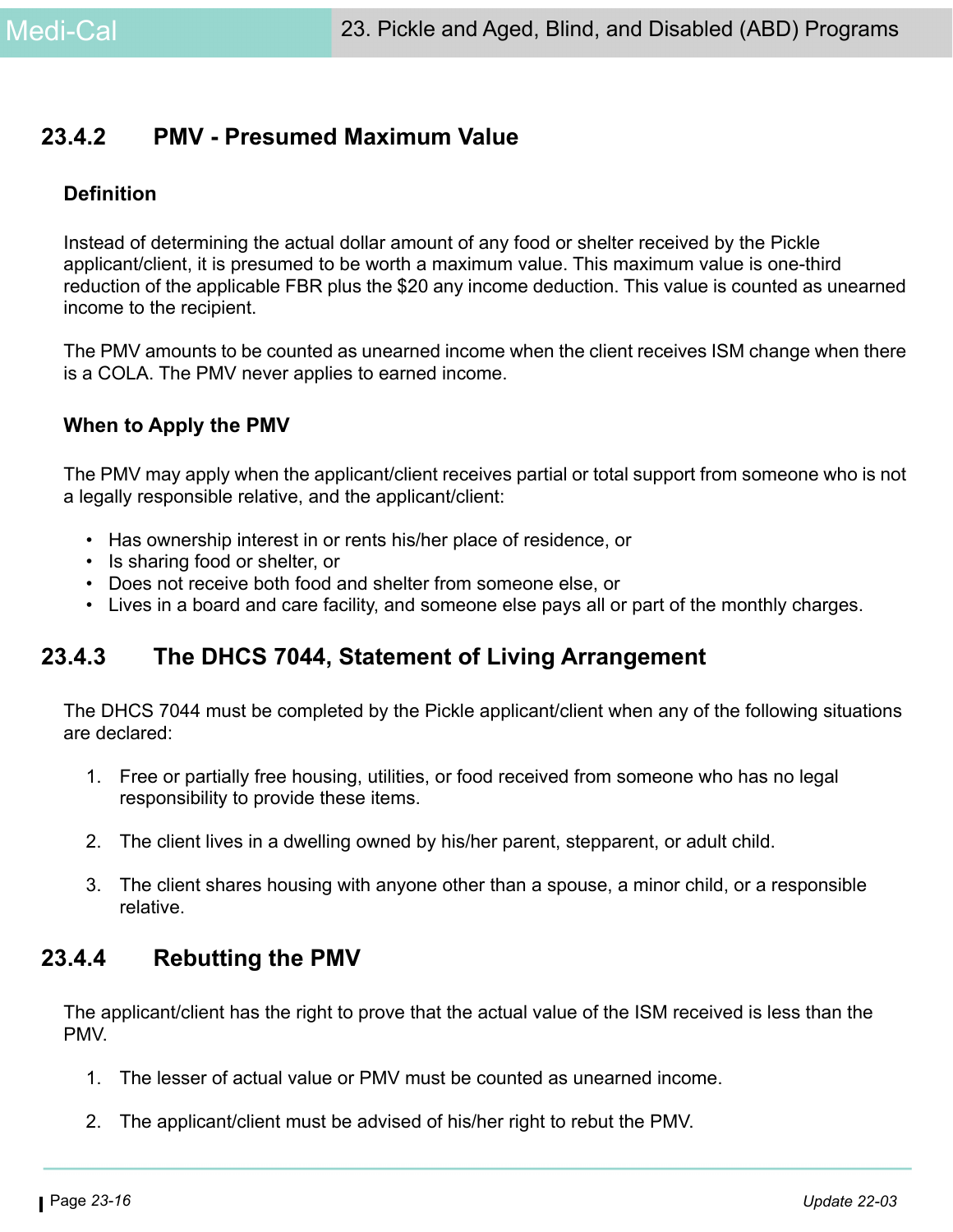## 23.4.2 PMV - Presumed Maximum Value

### Definition

Instead of determining the actual dollar amount of any food or shelter received by the Pickle applicant/client, it is presumed to be worth a maximum value. This maximum value is one-third reduction of the applicable FBR plus the $20 any income deduction. This value is counted as unearned income to the recipient.

The PMV amounts to be counted as unearned income when the client receives ISM change when there is a COLA. The PMV never applies to earned income.

### When to Apply the PMV

The PMV may apply when the applicant/client receives partial or total support from someone who is not a legally responsible relative, and the applicant/client:

- Has ownership interest in or rents his/her place of residence, or
- Is sharing food or shelter, or
- Does not receive both food and shelter from someone else, or
- Lives in a board and care facility, and someone else pays all or part of the monthly charges.

## 23.4.3 The DHCS 7044, Statement of Living Arrangement

The DHCS 7044 must be completed by the Pickle applicant/client when any of the following situations are declared:

1. Free or partially free housing, utilities, or food received from someone who has no legal responsibility to provide these items.
2. The client lives in a dwelling owned by his/her parent, stepparent, or adult child.
3. The client shares housing with anyone other than a spouse, a minor child, or a responsible relative.

## 23.4.4 Rebutting the PMV

The applicant/client has the right to prove that the actual value of the ISM received is less than the PMV.

1. The lesser of actual value or PMV must be counted as unearned income.
2. The applicant/client must be advised of his/her right to rebut the PMV.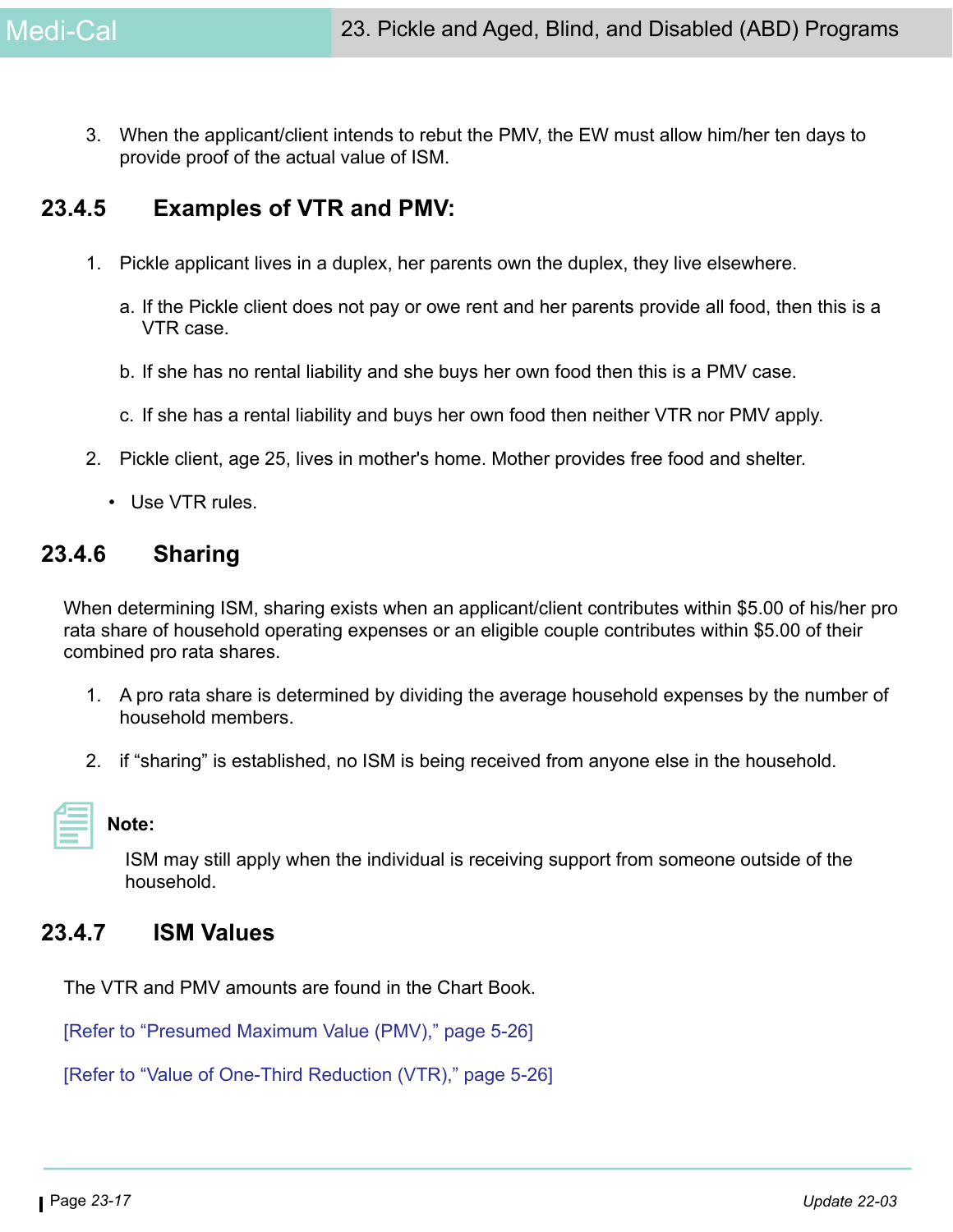3. When the applicant/client intends to rebut the PMV, the EW must allow him/her ten days to provide proof of the actual value of ISM.

## 23.4.5 Examples of VTR and PMV:

1. Pickle applicant lives in a duplex, her parents own the duplex, they live elsewhere.

   a. If the Pickle client does not pay or owe rent and her parents provide all food, then this is a VTR case.

   b. If she has no rental liability and she buys her own food then this is a PMV case.

   c. If she has a rental liability and buys her own food then neither VTR nor PMV apply.

2. Pickle client, age 25, lives in mother's home. Mother provides free food and shelter.

   - Use VTR rules.

## 23.4.6 Sharing

When determining ISM, sharing exists when an applicant/client contributes within $5.00 of his/her pro rata share of household operating expenses or an eligible couple contributes within $5.00 of their combined pro rata shares.

1. A pro rata share is determined by dividing the average household expenses by the number of household members.

2. if "sharing" is established, no ISM is being received from anyone else in the household.

**Note:**

ISM may still apply when the individual is receiving support from someone outside of the household.

## 23.4.7 ISM Values

The VTR and PMV amounts are found in the Chart Book.

[Refer to "Presumed Maximum Value (PMV)," page 5-26]

[Refer to "Value of One-Third Reduction (VTR)," page 5-26]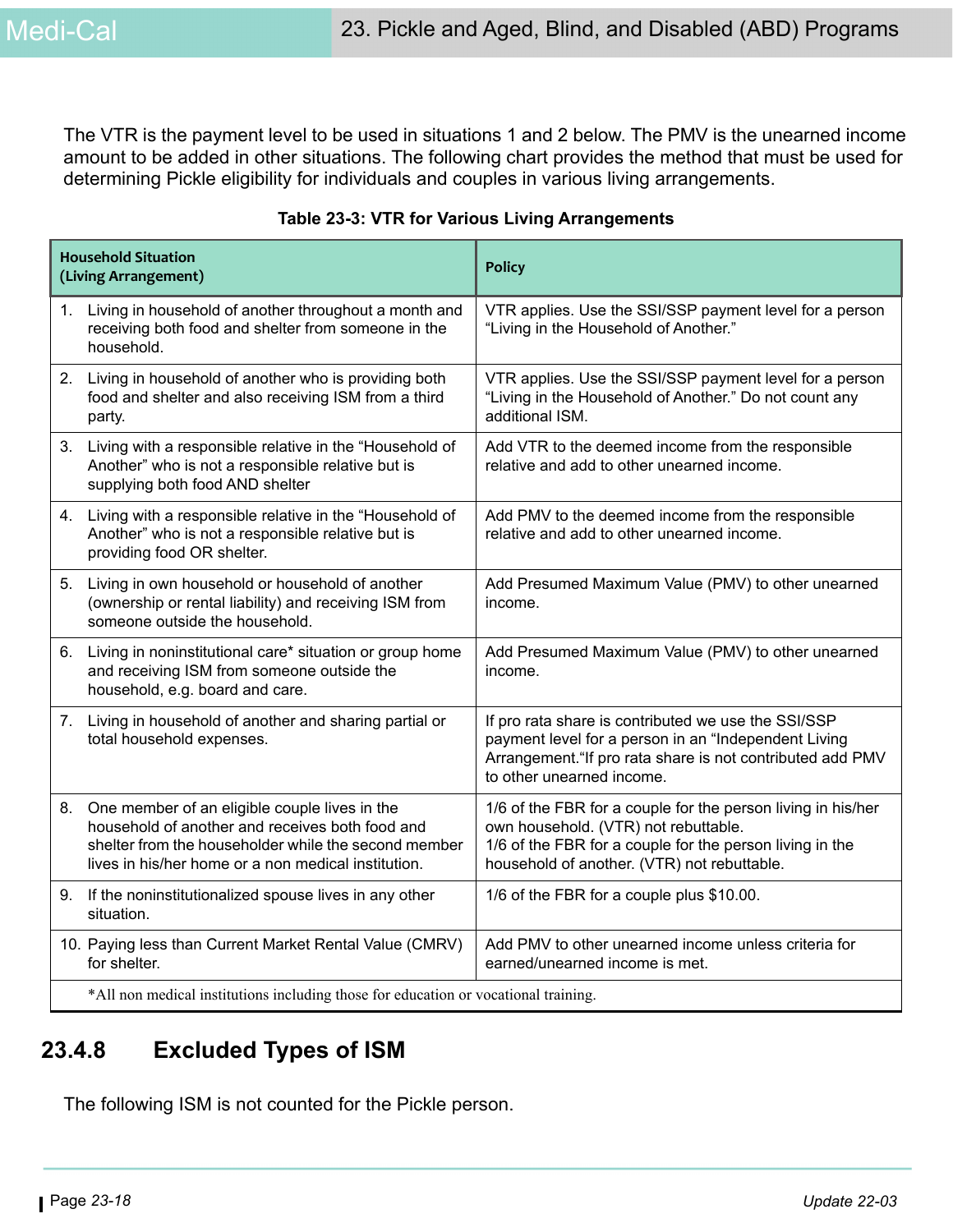The VTR is the payment level to be used in situations 1 and 2 below. The PMV is the unearned income amount to be added in other situations. The following chart provides the method that must be used for determining Pickle eligibility for individuals and couples in various living arrangements.

**Table 23-3: VTR for Various Living Arrangements**

| Household Situation (Living Arrangement) | Policy |
|---|---|
| 1. Living in household of another throughout a month and receiving both food and shelter from someone in the household. | VTR applies. Use the SSI/SSP payment level for a person "Living in the Household of Another." |
| 2. Living in household of another who is providing both food and shelter and also receiving ISM from a third party. | VTR applies. Use the SSI/SSP payment level for a person "Living in the Household of Another." Do not count any additional ISM. |
| 3. Living with a responsible relative in the "Household of Another" who is not a responsible relative but is supplying both food AND shelter | Add VTR to the deemed income from the responsible relative and add to other unearned income. |
| 4. Living with a responsible relative in the "Household of Another" who is not a responsible relative but is providing food OR shelter. | Add PMV to the deemed income from the responsible relative and add to other unearned income. |
| 5. Living in own household or household of another (ownership or rental liability) and receiving ISM from someone outside the household. | Add Presumed Maximum Value (PMV) to other unearned income. |
| 6. Living in noninstitutional care* situation or group home and receiving ISM from someone outside the household, e.g. board and care. | Add Presumed Maximum Value (PMV) to other unearned income. |
| 7. Living in household of another and sharing partial or total household expenses. | If pro rata share is contributed we use the SSI/SSP payment level for a person in an "Independent Living Arrangement."If pro rata share is not contributed add PMV to other unearned income. |
| 8. One member of an eligible couple lives in the household of another and receives both food and shelter from the householder while the second member lives in his/her home or a non medical institution. | 1/6 of the FBR for a couple for the person living in his/her own household. (VTR) not rebuttable.<br>1/6 of the FBR for a couple for the person living in the household of another. (VTR) not rebuttable. |
| 9. If the noninstitutionalized spouse lives in any other situation. | 1/6 of the FBR for a couple plus $10.00. |
| 10. Paying less than Current Market Rental Value (CMRV) for shelter. | Add PMV to other unearned income unless criteria for earned/unearned income is met. |
| *All non medical institutions including those for education or vocational training. | |

## 23.4.8 Excluded Types of ISM

The following ISM is not counted for the Pickle person.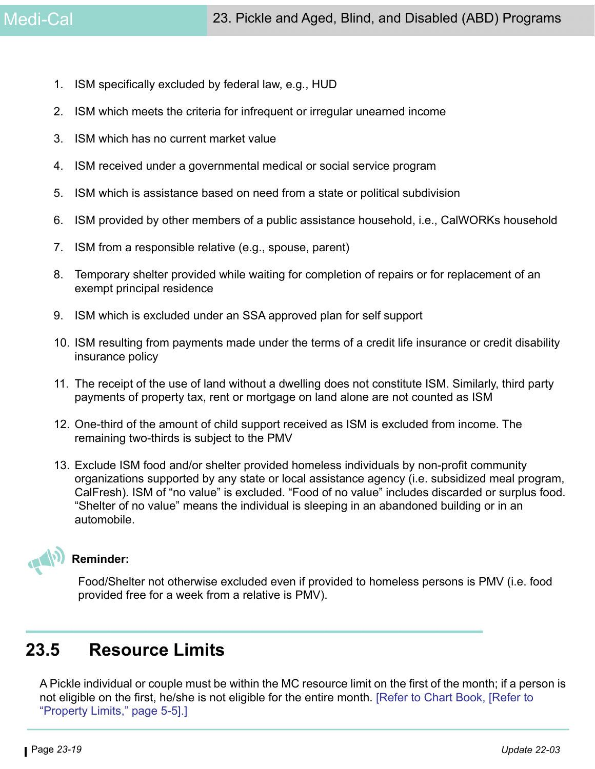1. ISM specifically excluded by federal law, e.g., HUD
2. ISM which meets the criteria for infrequent or irregular unearned income
3. ISM which has no current market value
4. ISM received under a governmental medical or social service program
5. ISM which is assistance based on need from a state or political subdivision
6. ISM provided by other members of a public assistance household, i.e., CalWORKs household
7. ISM from a responsible relative (e.g., spouse, parent)
8. Temporary shelter provided while waiting for completion of repairs or for replacement of an exempt principal residence
9. ISM which is excluded under an SSA approved plan for self support
10. ISM resulting from payments made under the terms of a credit life insurance or credit disability insurance policy
11. The receipt of the use of land without a dwelling does not constitute ISM. Similarly, third party payments of property tax, rent or mortgage on land alone are not counted as ISM
12. One-third of the amount of child support received as ISM is excluded from income. The remaining two-thirds is subject to the PMV
13. Exclude ISM food and/or shelter provided homeless individuals by non-profit community organizations supported by any state or local assistance agency (i.e. subsidized meal program, CalFresh). ISM of "no value" is excluded. "Food of no value" includes discarded or surplus food. "Shelter of no value" means the individual is sleeping in an abandoned building or in an automobile.

**Reminder:**

Food/Shelter not otherwise excluded even if provided to homeless persons is PMV (i.e. food provided free for a week from a relative is PMV).

## 23.5 Resource Limits

A Pickle individual or couple must be within the MC resource limit on the first of the month; if a person is not eligible on the first, he/she is not eligible for the entire month. [Refer to Chart Book, [Refer to "Property Limits," page 5-5].]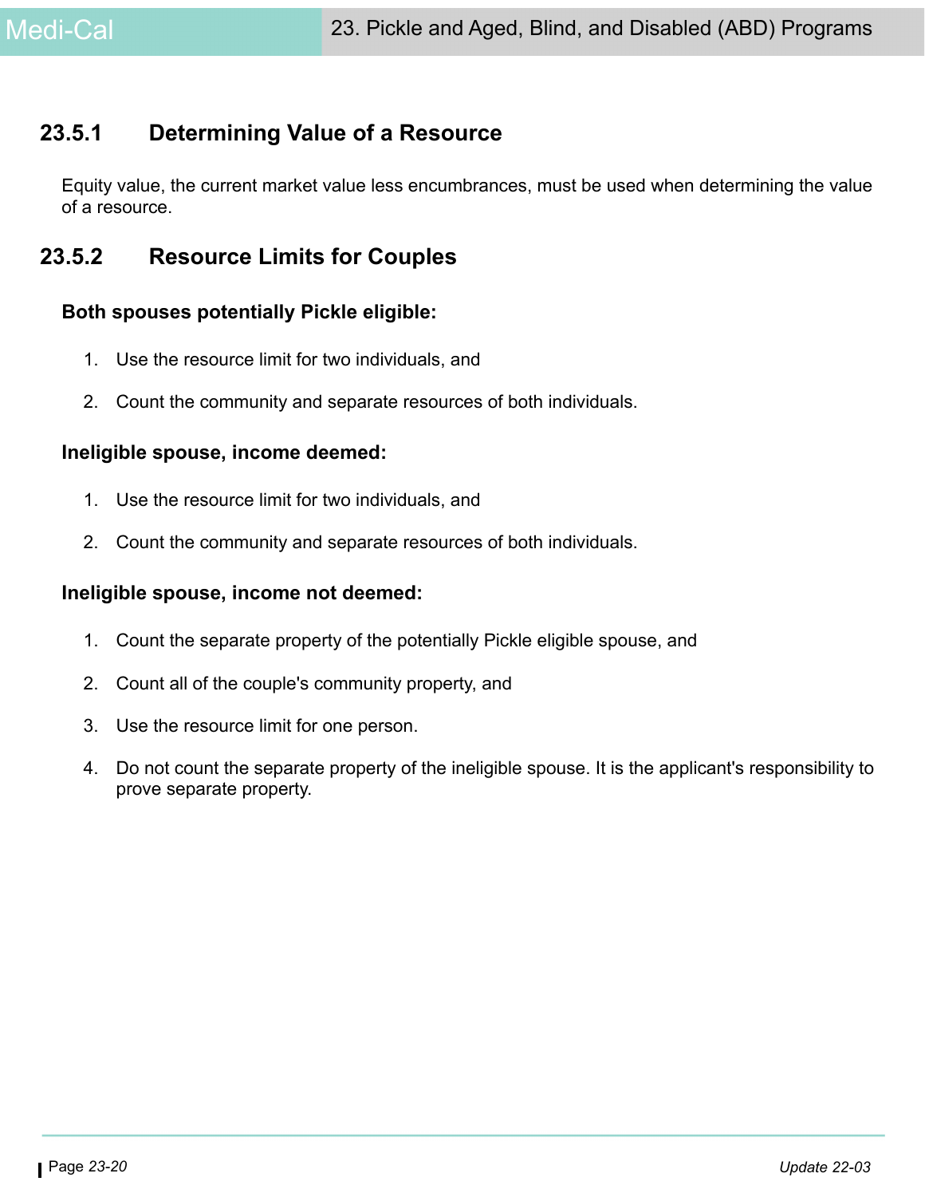### 23.5.1 Determining Value of a Resource

Equity value, the current market value less encumbrances, must be used when determining the value of a resource.

### 23.5.2 Resource Limits for Couples

**Both spouses potentially Pickle eligible:**

1. Use the resource limit for two individuals, and
2. Count the community and separate resources of both individuals.

**Ineligible spouse, income deemed:**

1. Use the resource limit for two individuals, and
2. Count the community and separate resources of both individuals.

**Ineligible spouse, income not deemed:**

1. Count the separate property of the potentially Pickle eligible spouse, and
2. Count all of the couple's community property, and
3. Use the resource limit for one person.
4. Do not count the separate property of the ineligible spouse. It is the applicant's responsibility to prove separate property.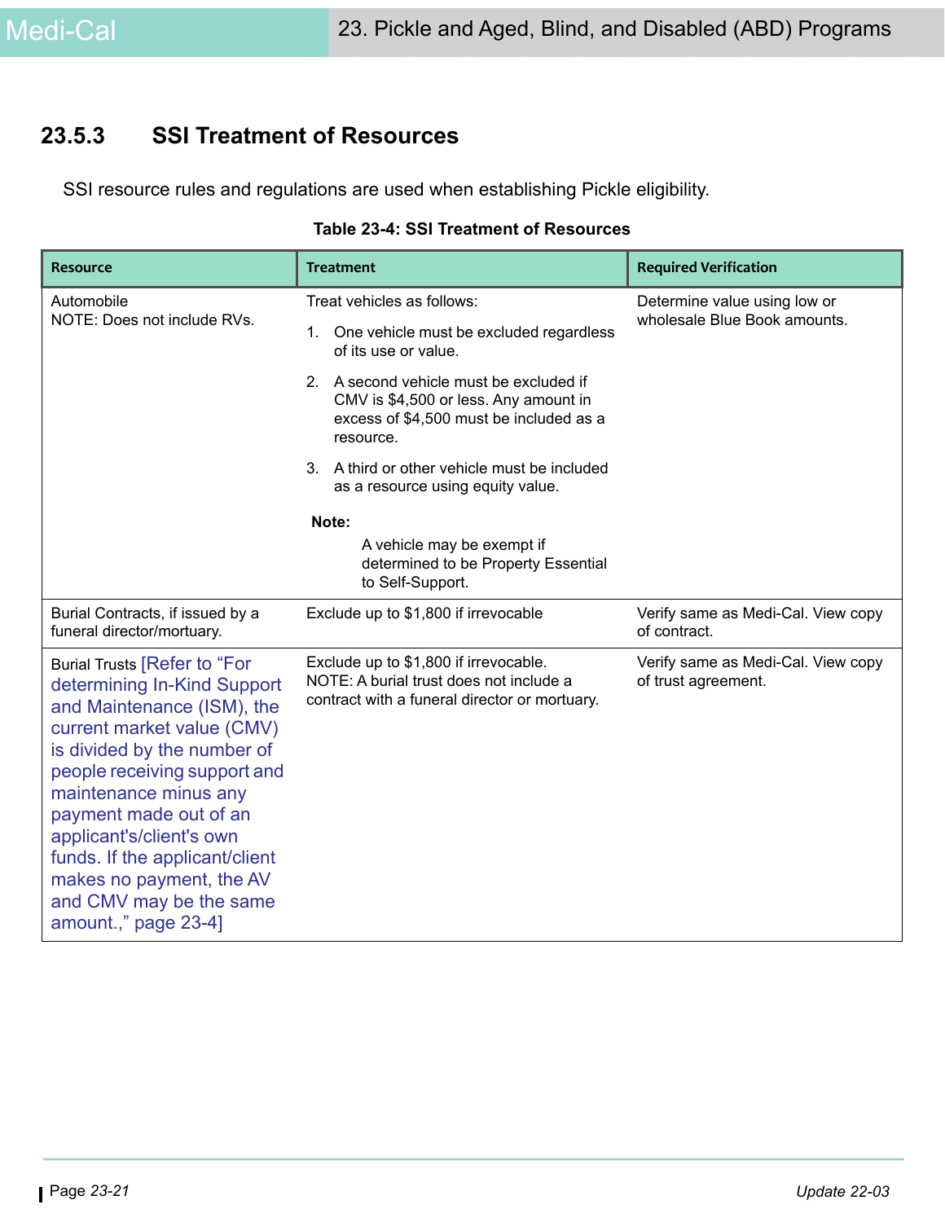### 23.5.3 SSI Treatment of Resources

SSI resource rules and regulations are used when establishing Pickle eligibility.

**Table 23-4: SSI Treatment of Resources**

| Resource | Treatment | Required Verification |
|---|---|---|
| Automobile<br>NOTE: Does not include RVs. | Treat vehicles as follows:<br>1. One vehicle must be excluded regardless of its use or value.<br>2. A second vehicle must be excluded if CMV is $4,500 or less. Any amount in excess of $4,500 must be included as a resource.<br>3. A third or other vehicle must be included as a resource using equity value.<br>**Note:**<br>A vehicle may be exempt if determined to be Property Essential to Self-Support. | Determine value using low or wholesale Blue Book amounts. |
| Burial Contracts, if issued by a funeral director/mortuary. | Exclude up to $1,800 if irrevocable | Verify same as Medi-Cal. View copy of contract. |
| Burial Trusts [Refer to "For determining In-Kind Support and Maintenance (ISM), the current market value (CMV) is divided by the number of people receiving support and maintenance minus any payment made out of an applicant's/client's own funds. If the applicant/client makes no payment, the AV and CMV may be the same amount.," page 23-4] | Exclude up to $1,800 if irrevocable.<br>NOTE: A burial trust does not include a contract with a funeral director or mortuary. | Verify same as Medi-Cal. View copy of trust agreement. |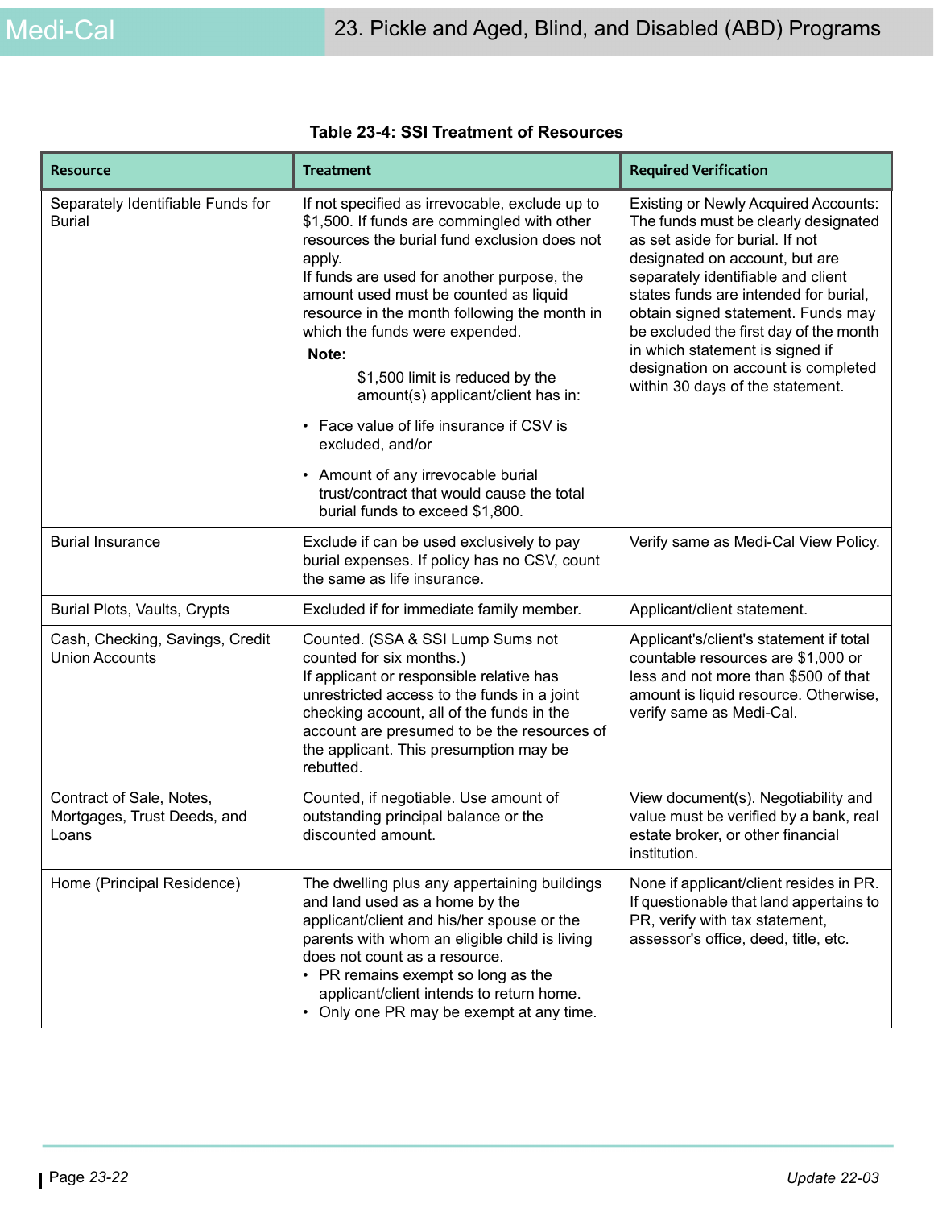**Table 23-4: SSI Treatment of Resources**

| Resource | Treatment | Required Verification |
|---|---|---|
| Separately Identifiable Funds for Burial | If not specified as irrevocable, exclude up to $1,500. If funds are commingled with other resources the burial fund exclusion does not apply.<br>If funds are used for another purpose, the amount used must be counted as liquid resource in the month following the month in which the funds were expended.<br>**Note:**<br>$1,500 limit is reduced by the amount(s) applicant/client has in:<br>• Face value of life insurance if CSV is excluded, and/or<br>• Amount of any irrevocable burial trust/contract that would cause the total burial funds to exceed $1,800. | Existing or Newly Acquired Accounts: The funds must be clearly designated as set aside for burial. If not designated on account, but are separately identifiable and client states funds are intended for burial, obtain signed statement. Funds may be excluded the first day of the month in which statement is signed if designation on account is completed within 30 days of the statement. |
| Burial Insurance | Exclude if can be used exclusively to pay burial expenses. If policy has no CSV, count the same as life insurance. | Verify same as Medi-Cal View Policy. |
| Burial Plots, Vaults, Crypts | Excluded if for immediate family member. | Applicant/client statement. |
| Cash, Checking, Savings, Credit Union Accounts | Counted. (SSA & SSI Lump Sums not counted for six months.)<br>If applicant or responsible relative has unrestricted access to the funds in a joint checking account, all of the funds in the account are presumed to be the resources of the applicant. This presumption may be rebutted. | Applicant's/client's statement if total countable resources are $1,000 or less and not more than $500 of that amount is liquid resource. Otherwise, verify same as Medi-Cal. |
| Contract of Sale, Notes, Mortgages, Trust Deeds, and Loans | Counted, if negotiable. Use amount of outstanding principal balance or the discounted amount. | View document(s). Negotiability and value must be verified by a bank, real estate broker, or other financial institution. |
| Home (Principal Residence) | The dwelling plus any appertaining buildings and land used as a home by the applicant/client and his/her spouse or the parents with whom an eligible child is living does not count as a resource.<br>• PR remains exempt so long as the applicant/client intends to return home.<br>• Only one PR may be exempt at any time. | None if applicant/client resides in PR. If questionable that land appertains to PR, verify with tax statement, assessor's office, deed, title, etc. |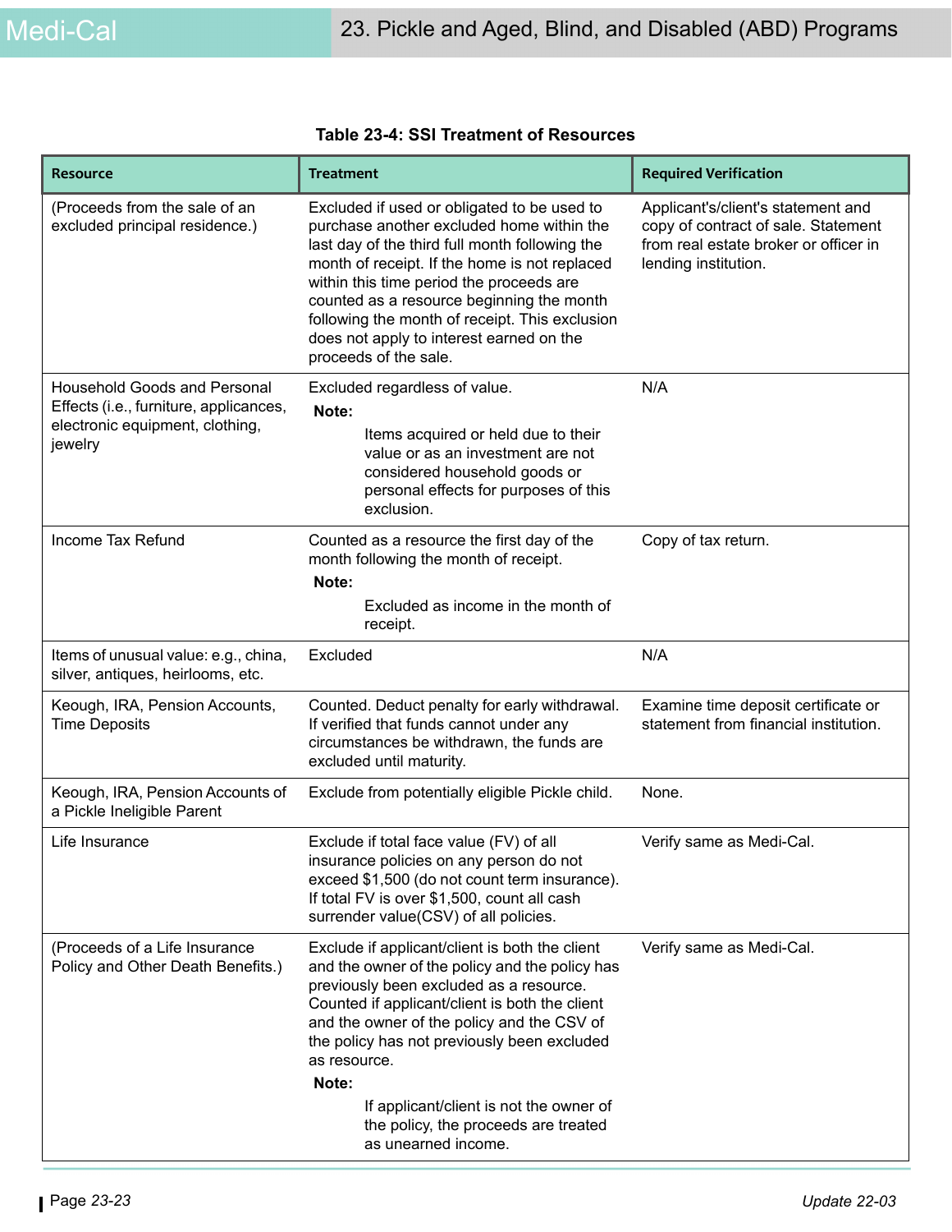**Table 23-4: SSI Treatment of Resources**

| Resource | Treatment | Required Verification |
|---|---|---|
| (Proceeds from the sale of an excluded principal residence.) | Excluded if used or obligated to be used to purchase another excluded home within the last day of the third full month following the month of receipt. If the home is not replaced within this time period the proceeds are counted as a resource beginning the month following the month of receipt. This exclusion does not apply to interest earned on the proceeds of the sale. | Applicant's/client's statement and copy of contract of sale. Statement from real estate broker or officer in lending institution. |
| Household Goods and Personal Effects (i.e., furniture, applicances, electronic equipment, clothing, jewelry | Excluded regardless of value. **Note:** Items acquired or held due to their value or as an investment are not considered household goods or personal effects for purposes of this exclusion. | N/A |
| Income Tax Refund | Counted as a resource the first day of the month following the month of receipt. **Note:** Excluded as income in the month of receipt. | Copy of tax return. |
| Items of unusual value: e.g., china, silver, antiques, heirlooms, etc. | Excluded | N/A |
| Keough, IRA, Pension Accounts, Time Deposits | Counted. Deduct penalty for early withdrawal. If verified that funds cannot under any circumstances be withdrawn, the funds are excluded until maturity. | Examine time deposit certificate or statement from financial institution. |
| Keough, IRA, Pension Accounts of a Pickle Ineligible Parent | Exclude from potentially eligible Pickle child. | None. |
| Life Insurance | Exclude if total face value (FV) of all insurance policies on any person do not exceed $1,500 (do not count term insurance). If total FV is over $1,500, count all cash surrender value(CSV) of all policies. | Verify same as Medi-Cal. |
| (Proceeds of a Life Insurance Policy and Other Death Benefits.) | Exclude if applicant/client is both the client and the owner of the policy and the policy has previously been excluded as a resource. Counted if applicant/client is both the client and the owner of the policy and the CSV of the policy has not previously been excluded as resource. **Note:** If applicant/client is not the owner of the policy, the proceeds are treated as unearned income. | Verify same as Medi-Cal. |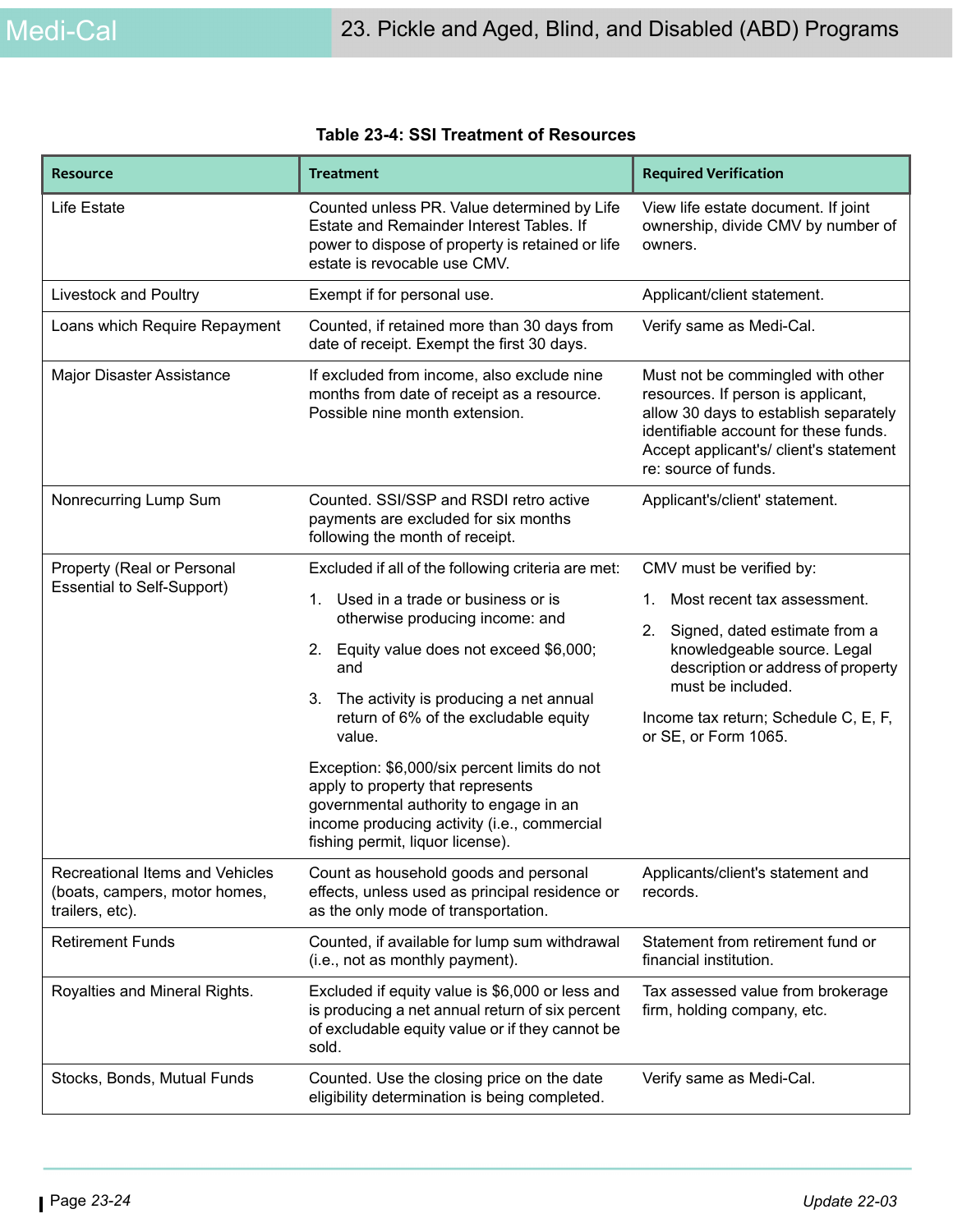**Table 23-4: SSI Treatment of Resources**

| Resource | Treatment | Required Verification |
|---|---|---|
| Life Estate | Counted unless PR. Value determined by Life Estate and Remainder Interest Tables. If power to dispose of property is retained or life estate is revocable use CMV. | View life estate document. If joint ownership, divide CMV by number of owners. |
| Livestock and Poultry | Exempt if for personal use. | Applicant/client statement. |
| Loans which Require Repayment | Counted, if retained more than 30 days from date of receipt. Exempt the first 30 days. | Verify same as Medi-Cal. |
| Major Disaster Assistance | If excluded from income, also exclude nine months from date of receipt as a resource. Possible nine month extension. | Must not be commingled with other resources. If person is applicant, allow 30 days to establish separately identifiable account for these funds. Accept applicant's/ client's statement re: source of funds. |
| Nonrecurring Lump Sum | Counted. SSI/SSP and RSDI retro active payments are excluded for six months following the month of receipt. | Applicant's/client' statement. |
| Property (Real or Personal Essential to Self-Support) | Excluded if all of the following criteria are met:<br>1. Used in a trade or business or is otherwise producing income: and<br>2. Equity value does not exceed $6,000; and<br>3. The activity is producing a net annual return of 6% of the excludable equity value.<br>Exception: $6,000/six percent limits do not apply to property that represents governmental authority to engage in an income producing activity (i.e., commercial fishing permit, liquor license). | CMV must be verified by:<br>1. Most recent tax assessment.<br>2. Signed, dated estimate from a knowledgeable source. Legal description or address of property must be included.<br>Income tax return; Schedule C, E, F, or SE, or Form 1065. |
| Recreational Items and Vehicles (boats, campers, motor homes, trailers, etc). | Count as household goods and personal effects, unless used as principal residence or as the only mode of transportation. | Applicants/client's statement and records. |
| Retirement Funds | Counted, if available for lump sum withdrawal (i.e., not as monthly payment). | Statement from retirement fund or financial institution. |
| Royalties and Mineral Rights. | Excluded if equity value is $6,000 or less and is producing a net annual return of six percent of excludable equity value or if they cannot be sold. | Tax assessed value from brokerage firm, holding company, etc. |
| Stocks, Bonds, Mutual Funds | Counted. Use the closing price on the date eligibility determination is being completed. | Verify same as Medi-Cal. |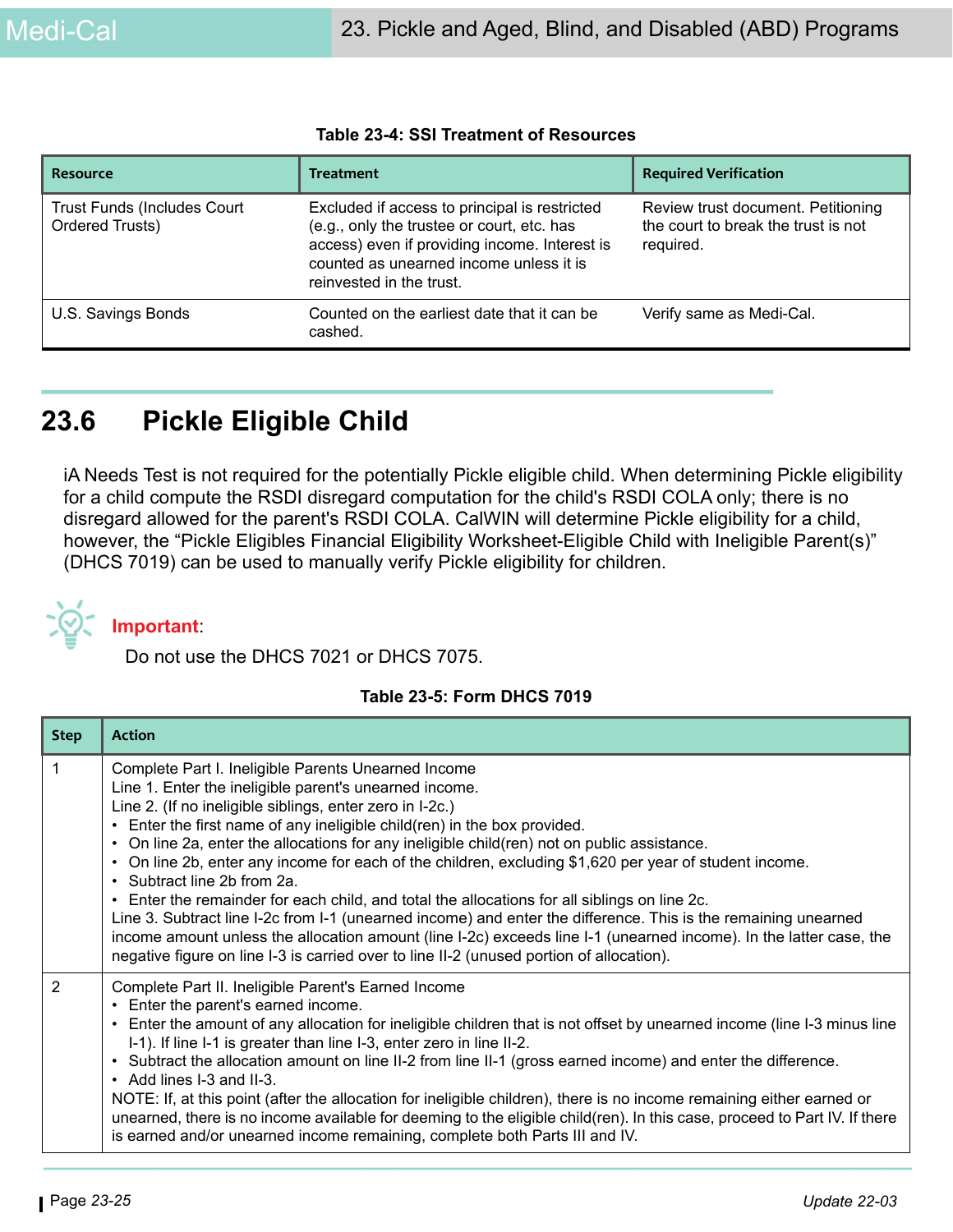**Table 23-4: SSI Treatment of Resources**

| Resource | Treatment | Required Verification |
|---|---|---|
| Trust Funds (Includes Court Ordered Trusts) | Excluded if access to principal is restricted (e.g., only the trustee or court, etc. has access) even if providing income. Interest is counted as unearned income unless it is reinvested in the trust. | Review trust document. Petitioning the court to break the trust is not required. |
| U.S. Savings Bonds | Counted on the earliest date that it can be cashed. | Verify same as Medi-Cal. |

## 23.6 Pickle Eligible Child

iA Needs Test is not required for the potentially Pickle eligible child. When determining Pickle eligibility for a child compute the RSDI disregard computation for the child's RSDI COLA only; there is no disregard allowed for the parent's RSDI COLA. CalWIN will determine Pickle eligibility for a child, however, the "Pickle Eligibles Financial Eligibility Worksheet-Eligible Child with Ineligible Parent(s)" (DHCS 7019) can be used to manually verify Pickle eligibility for children.

**Important**:

Do not use the DHCS 7021 or DHCS 7075.

**Table 23-5: Form DHCS 7019**

| Step | Action |
|---|---|
| 1 | Complete Part I. Ineligible Parents Unearned Income<br>Line 1. Enter the ineligible parent's unearned income.<br>Line 2. (If no ineligible siblings, enter zero in I-2c.)<br>• Enter the first name of any ineligible child(ren) in the box provided.<br>• On line 2a, enter the allocations for any ineligible child(ren) not on public assistance.<br>• On line 2b, enter any income for each of the children, excluding $1,620 per year of student income.<br>• Subtract line 2b from 2a.<br>• Enter the remainder for each child, and total the allocations for all siblings on line 2c.<br>Line 3. Subtract line I-2c from I-1 (unearned income) and enter the difference. This is the remaining unearned income amount unless the allocation amount (line I-2c) exceeds line I-1 (unearned income). In the latter case, the negative figure on line I-3 is carried over to line II-2 (unused portion of allocation). |
| 2 | Complete Part II. Ineligible Parent's Earned Income<br>• Enter the parent's earned income.<br>• Enter the amount of any allocation for ineligible children that is not offset by unearned income (line I-3 minus line I-1). If line I-1 is greater than line I-3, enter zero in line II-2.<br>• Subtract the allocation amount on line II-2 from line II-1 (gross earned income) and enter the difference.<br>• Add lines I-3 and II-3.<br>NOTE: If, at this point (after the allocation for ineligible children), there is no income remaining either earned or unearned, there is no income available for deeming to the eligible child(ren). In this case, proceed to Part IV. If there is earned and/or unearned income remaining, complete both Parts III and IV. |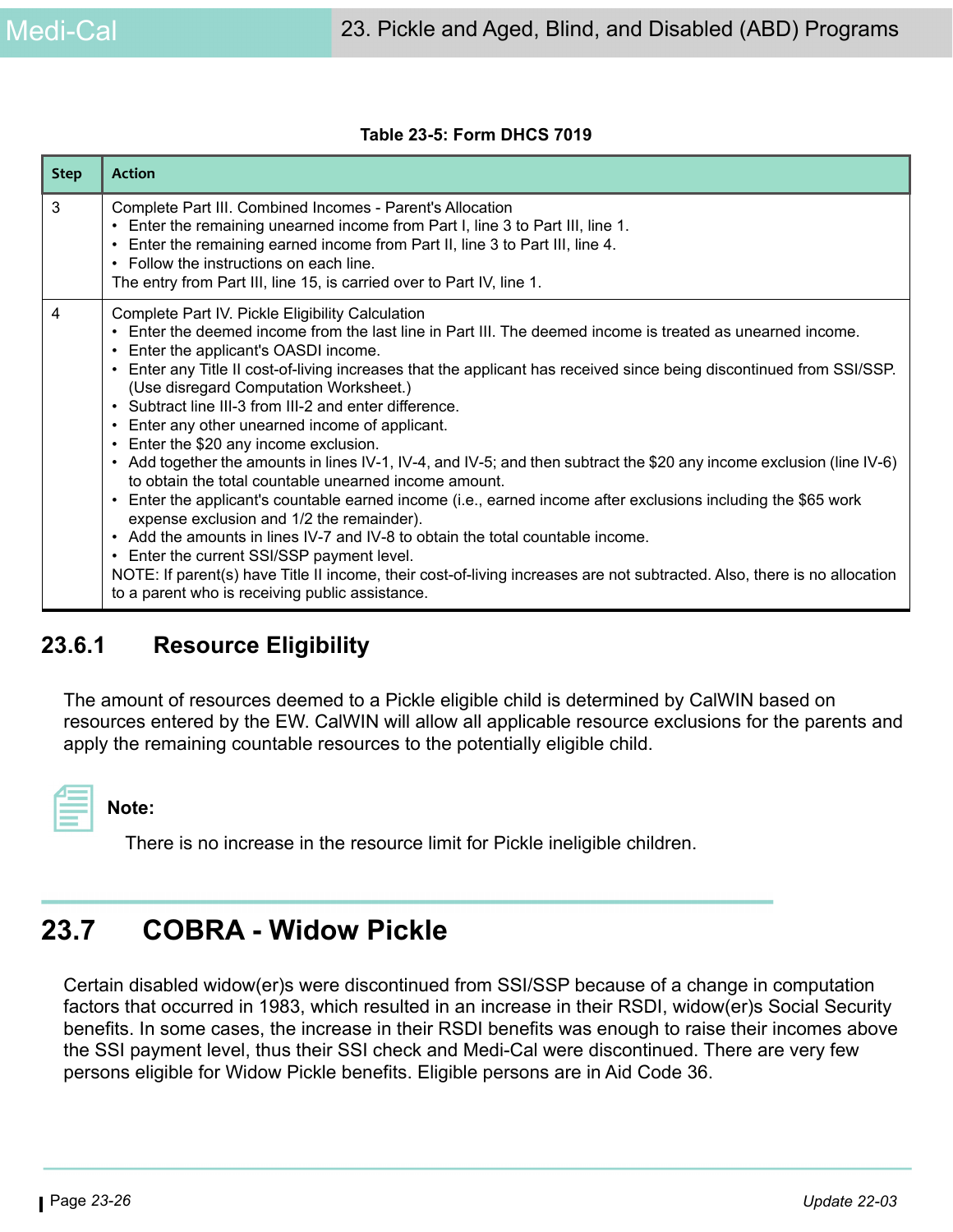**Table 23-5: Form DHCS 7019**

| Step | Action |
|---|---|
| 3 | Complete Part III. Combined Incomes - Parent's Allocation<br>• Enter the remaining unearned income from Part I, line 3 to Part III, line 1.<br>• Enter the remaining earned income from Part II, line 3 to Part III, line 4.<br>• Follow the instructions on each line.<br>The entry from Part III, line 15, is carried over to Part IV, line 1. |
| 4 | Complete Part IV. Pickle Eligibility Calculation<br>• Enter the deemed income from the last line in Part III. The deemed income is treated as unearned income.<br>• Enter the applicant's OASDI income.<br>• Enter any Title II cost-of-living increases that the applicant has received since being discontinued from SSI/SSP. (Use disregard Computation Worksheet.)<br>• Subtract line III-3 from III-2 and enter difference.<br>• Enter any other unearned income of applicant.<br>• Enter the $20 any income exclusion.<br>• Add together the amounts in lines IV-1, IV-4, and IV-5; and then subtract the $20 any income exclusion (line IV-6) to obtain the total countable unearned income amount.<br>• Enter the applicant's countable earned income (i.e., earned income after exclusions including the $65 work expense exclusion and 1/2 the remainder).<br>• Add the amounts in lines IV-7 and IV-8 to obtain the total countable income.<br>• Enter the current SSI/SSP payment level.<br>NOTE: If parent(s) have Title II income, their cost-of-living increases are not subtracted. Also, there is no allocation to a parent who is receiving public assistance. |

### 23.6.1 Resource Eligibility

The amount of resources deemed to a Pickle eligible child is determined by CalWIN based on resources entered by the EW. CalWIN will allow all applicable resource exclusions for the parents and apply the remaining countable resources to the potentially eligible child.

**Note:**

There is no increase in the resource limit for Pickle ineligible children.

## 23.7 COBRA - Widow Pickle

Certain disabled widow(er)s were discontinued from SSI/SSP because of a change in computation factors that occurred in 1983, which resulted in an increase in their RSDI, widow(er)s Social Security benefits. In some cases, the increase in their RSDI benefits was enough to raise their incomes above the SSI payment level, thus their SSI check and Medi-Cal were discontinued. There are very few persons eligible for Widow Pickle benefits. Eligible persons are in Aid Code 36.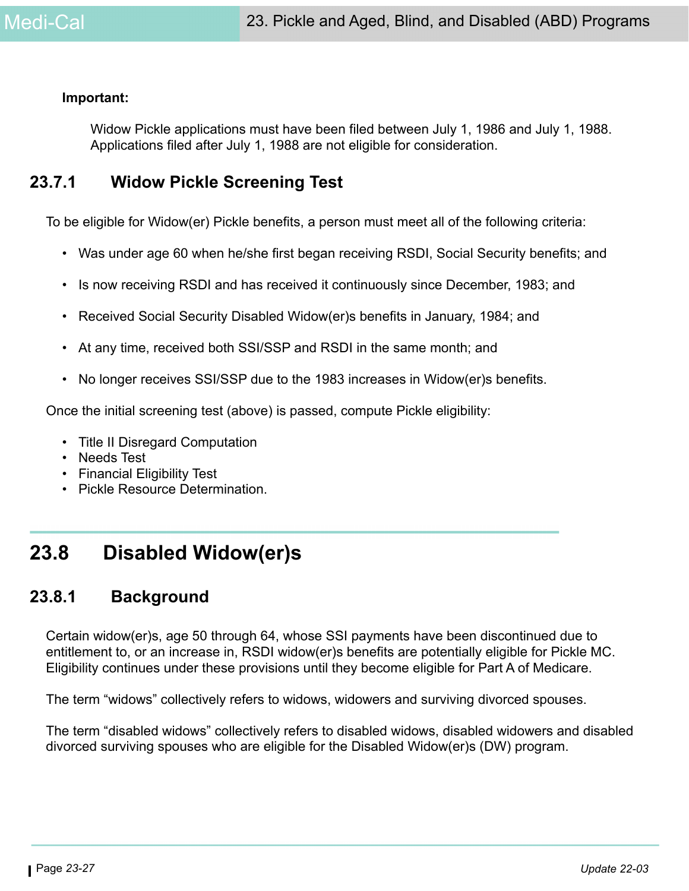**Important:**

Widow Pickle applications must have been filed between July 1, 1986 and July 1, 1988. Applications filed after July 1, 1988 are not eligible for consideration.

### 23.7.1 Widow Pickle Screening Test

To be eligible for Widow(er) Pickle benefits, a person must meet all of the following criteria:

- Was under age 60 when he/she first began receiving RSDI, Social Security benefits; and
- Is now receiving RSDI and has received it continuously since December, 1983; and
- Received Social Security Disabled Widow(er)s benefits in January, 1984; and
- At any time, received both SSI/SSP and RSDI in the same month; and
- No longer receives SSI/SSP due to the 1983 increases in Widow(er)s benefits.

Once the initial screening test (above) is passed, compute Pickle eligibility:

- Title II Disregard Computation
- Needs Test
- Financial Eligibility Test
- Pickle Resource Determination.

## 23.8 Disabled Widow(er)s

### 23.8.1 Background

Certain widow(er)s, age 50 through 64, whose SSI payments have been discontinued due to entitlement to, or an increase in, RSDI widow(er)s benefits are potentially eligible for Pickle MC. Eligibility continues under these provisions until they become eligible for Part A of Medicare.

The term "widows" collectively refers to widows, widowers and surviving divorced spouses.

The term "disabled widows" collectively refers to disabled widows, disabled widowers and disabled divorced surviving spouses who are eligible for the Disabled Widow(er)s (DW) program.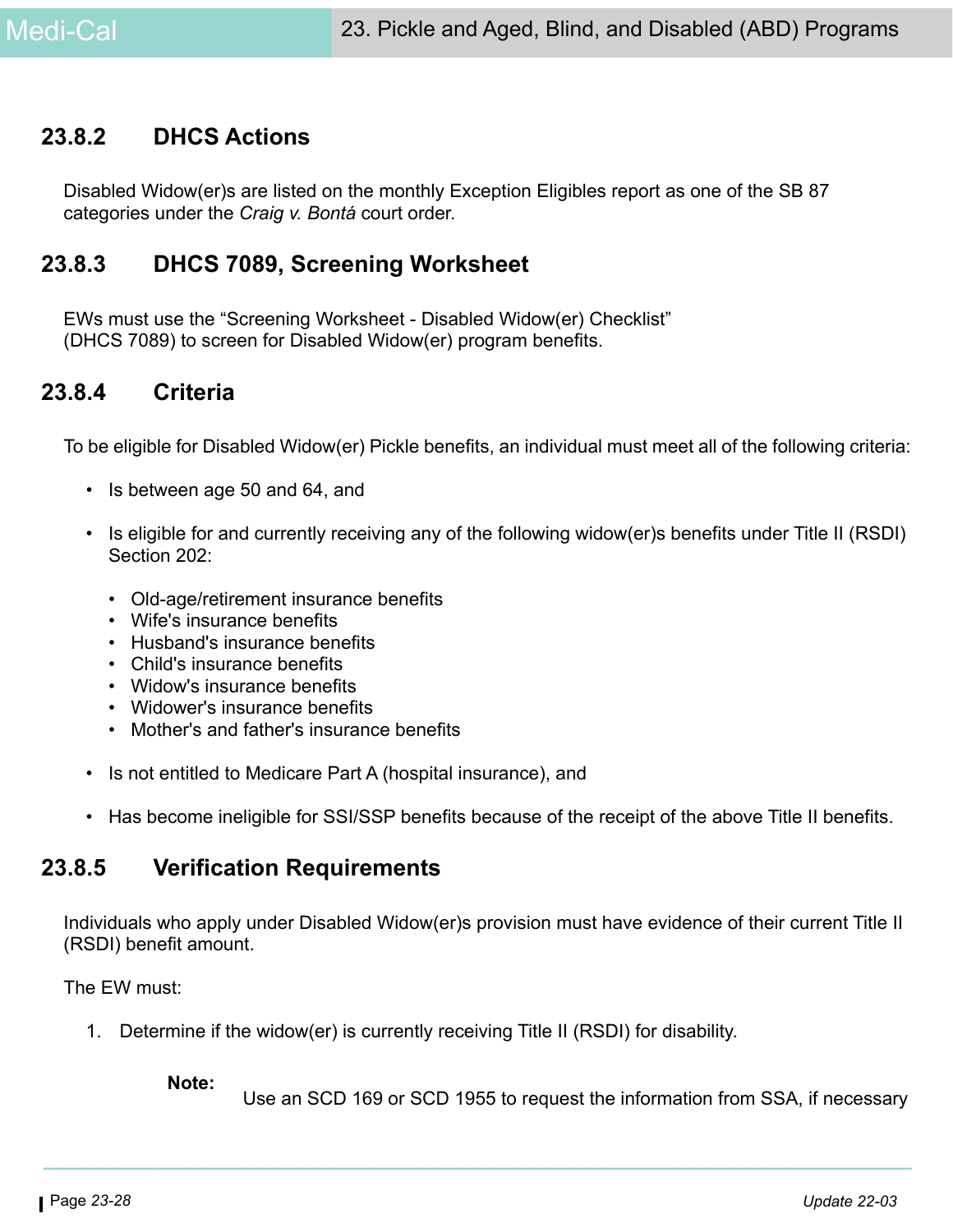### 23.8.2 DHCS Actions

Disabled Widow(er)s are listed on the monthly Exception Eligibles report as one of the SB 87 categories under the *Craig v. Bontá* court order.

### 23.8.3 DHCS 7089, Screening Worksheet

EWs must use the “Screening Worksheet - Disabled Widow(er) Checklist” (DHCS 7089) to screen for Disabled Widow(er) program benefits.

### 23.8.4 Criteria

To be eligible for Disabled Widow(er) Pickle benefits, an individual must meet all of the following criteria:

- Is between age 50 and 64, and
- Is eligible for and currently receiving any of the following widow(er)s benefits under Title II (RSDI) Section 202:
  - Old-age/retirement insurance benefits
  - Wife's insurance benefits
  - Husband's insurance benefits
  - Child's insurance benefits
  - Widow's insurance benefits
  - Widower's insurance benefits
  - Mother's and father's insurance benefits
- Is not entitled to Medicare Part A (hospital insurance), and
- Has become ineligible for SSI/SSP benefits because of the receipt of the above Title II benefits.

### 23.8.5 Verification Requirements

Individuals who apply under Disabled Widow(er)s provision must have evidence of their current Title II (RSDI) benefit amount.

The EW must:

1. Determine if the widow(er) is currently receiving Title II (RSDI) for disability.

   **Note:** Use an SCD 169 or SCD 1955 to request the information from SSA, if necessary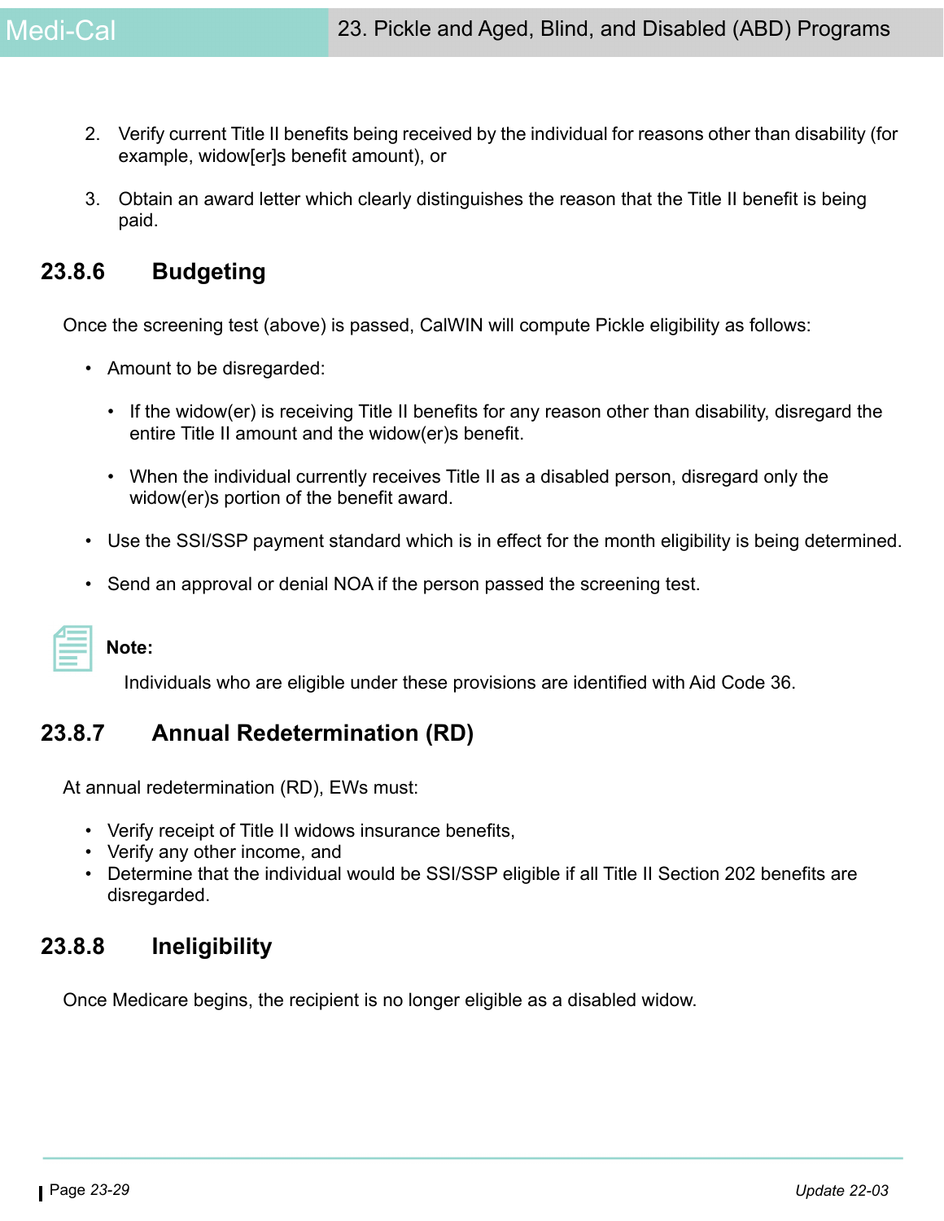2. Verify current Title II benefits being received by the individual for reasons other than disability (for example, widow[er]s benefit amount), or

3. Obtain an award letter which clearly distinguishes the reason that the Title II benefit is being paid.

## 23.8.6 Budgeting

Once the screening test (above) is passed, CalWIN will compute Pickle eligibility as follows:

- Amount to be disregarded:
  - If the widow(er) is receiving Title II benefits for any reason other than disability, disregard the entire Title II amount and the widow(er)s benefit.
  - When the individual currently receives Title II as a disabled person, disregard only the widow(er)s portion of the benefit award.
- Use the SSI/SSP payment standard which is in effect for the month eligibility is being determined.
- Send an approval or denial NOA if the person passed the screening test.

**Note:**

Individuals who are eligible under these provisions are identified with Aid Code 36.

## 23.8.7 Annual Redetermination (RD)

At annual redetermination (RD), EWs must:

- Verify receipt of Title II widows insurance benefits,
- Verify any other income, and
- Determine that the individual would be SSI/SSP eligible if all Title II Section 202 benefits are disregarded.

## 23.8.8 Ineligibility

Once Medicare begins, the recipient is no longer eligible as a disabled widow.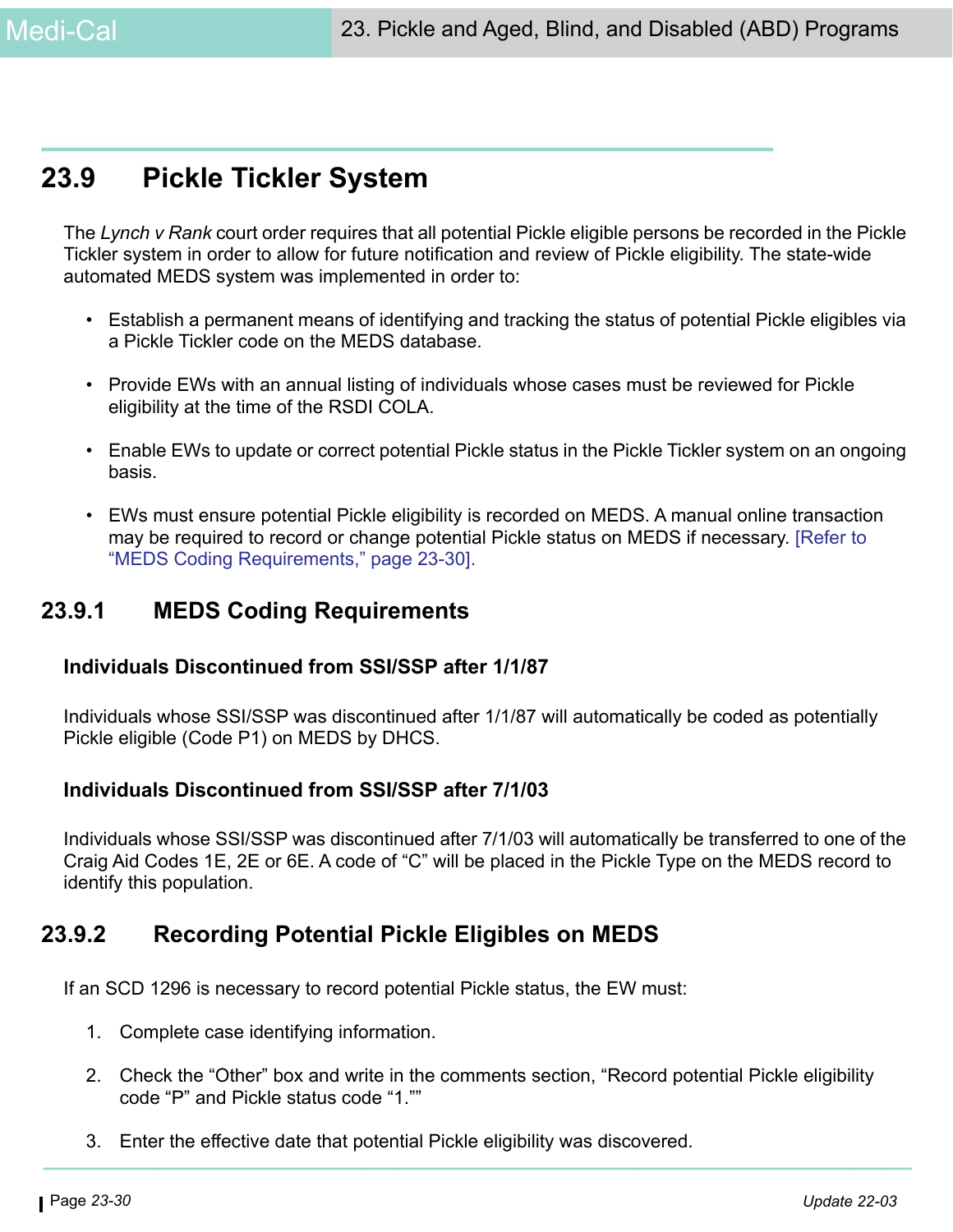## 23.9 Pickle Tickler System

The *Lynch v Rank* court order requires that all potential Pickle eligible persons be recorded in the Pickle Tickler system in order to allow for future notification and review of Pickle eligibility. The state-wide automated MEDS system was implemented in order to:

- Establish a permanent means of identifying and tracking the status of potential Pickle eligibles via a Pickle Tickler code on the MEDS database.
- Provide EWs with an annual listing of individuals whose cases must be reviewed for Pickle eligibility at the time of the RSDI COLA.
- Enable EWs to update or correct potential Pickle status in the Pickle Tickler system on an ongoing basis.
- EWs must ensure potential Pickle eligibility is recorded on MEDS. A manual online transaction may be required to record or change potential Pickle status on MEDS if necessary. [Refer to "MEDS Coding Requirements," page 23-30].

### 23.9.1 MEDS Coding Requirements

**Individuals Discontinued from SSI/SSP after 1/1/87**

Individuals whose SSI/SSP was discontinued after 1/1/87 will automatically be coded as potentially Pickle eligible (Code P1) on MEDS by DHCS.

**Individuals Discontinued from SSI/SSP after 7/1/03**

Individuals whose SSI/SSP was discontinued after 7/1/03 will automatically be transferred to one of the Craig Aid Codes 1E, 2E or 6E. A code of "C" will be placed in the Pickle Type on the MEDS record to identify this population.

### 23.9.2 Recording Potential Pickle Eligibles on MEDS

If an SCD 1296 is necessary to record potential Pickle status, the EW must:

1. Complete case identifying information.
2. Check the "Other" box and write in the comments section, "Record potential Pickle eligibility code "P" and Pickle status code "1.""
3. Enter the effective date that potential Pickle eligibility was discovered.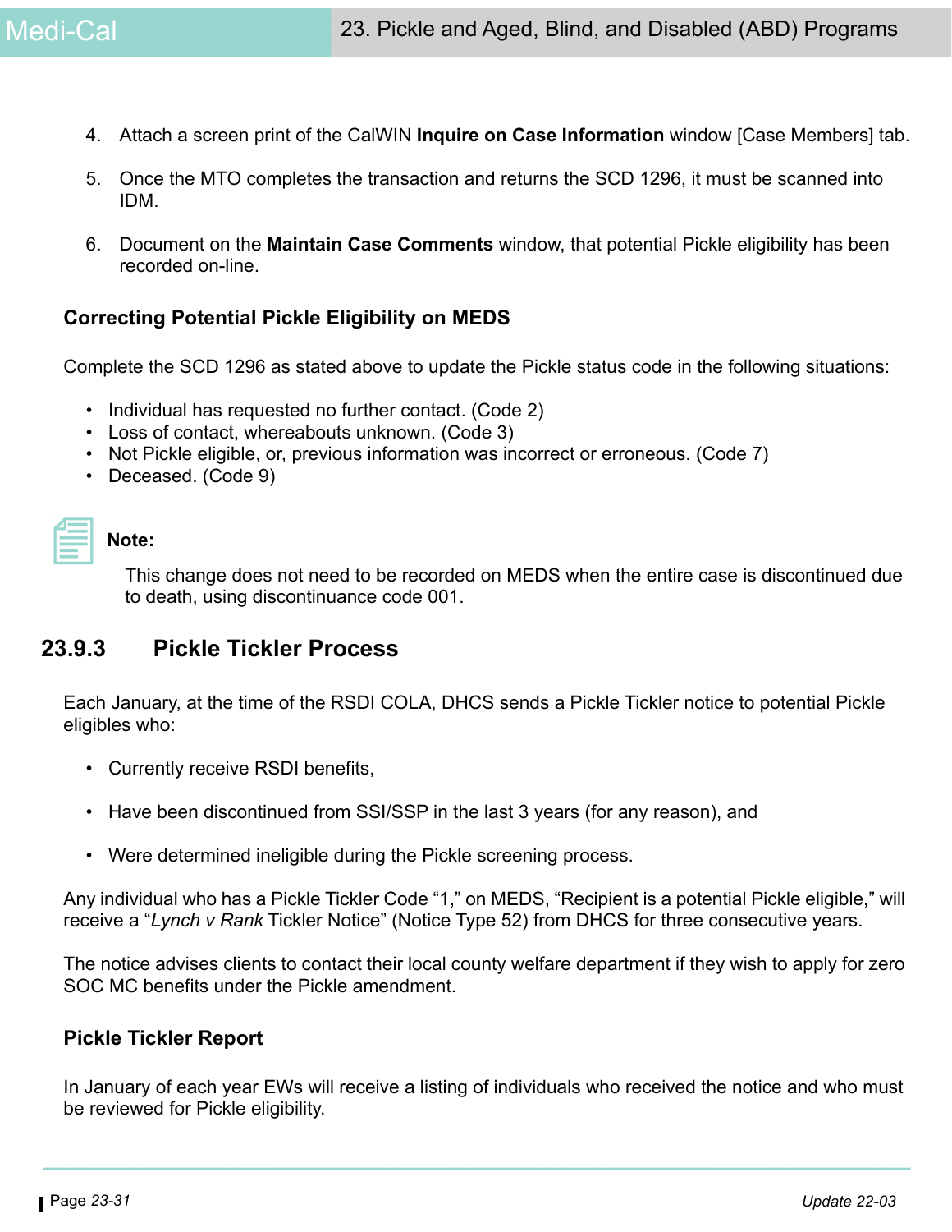4. Attach a screen print of the CalWIN **Inquire on Case Information** window [Case Members] tab.

5. Once the MTO completes the transaction and returns the SCD 1296, it must be scanned into IDM.

6. Document on the **Maintain Case Comments** window, that potential Pickle eligibility has been recorded on-line.

### Correcting Potential Pickle Eligibility on MEDS

Complete the SCD 1296 as stated above to update the Pickle status code in the following situations:

- Individual has requested no further contact. (Code 2)
- Loss of contact, whereabouts unknown. (Code 3)
- Not Pickle eligible, or, previous information was incorrect or erroneous. (Code 7)
- Deceased. (Code 9)

**Note:**

This change does not need to be recorded on MEDS when the entire case is discontinued due to death, using discontinuance code 001.

## 23.9.3 Pickle Tickler Process

Each January, at the time of the RSDI COLA, DHCS sends a Pickle Tickler notice to potential Pickle eligibles who:

- Currently receive RSDI benefits,
- Have been discontinued from SSI/SSP in the last 3 years (for any reason), and
- Were determined ineligible during the Pickle screening process.

Any individual who has a Pickle Tickler Code "1," on MEDS, "Recipient is a potential Pickle eligible," will receive a "*Lynch v Rank* Tickler Notice" (Notice Type 52) from DHCS for three consecutive years.

The notice advises clients to contact their local county welfare department if they wish to apply for zero SOC MC benefits under the Pickle amendment.

### Pickle Tickler Report

In January of each year EWs will receive a listing of individuals who received the notice and who must be reviewed for Pickle eligibility.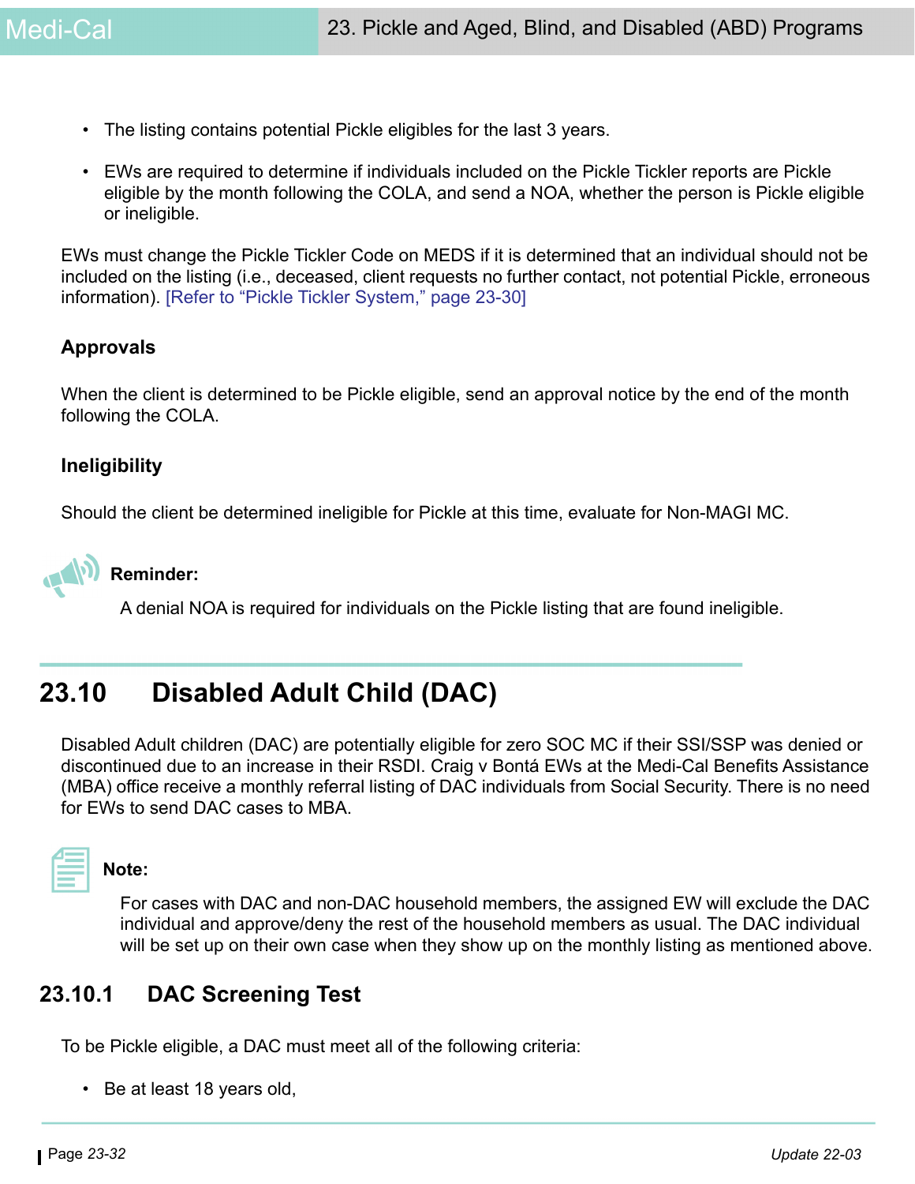- The listing contains potential Pickle eligibles for the last 3 years.
- EWs are required to determine if individuals included on the Pickle Tickler reports are Pickle eligible by the month following the COLA, and send a NOA, whether the person is Pickle eligible or ineligible.

EWs must change the Pickle Tickler Code on MEDS if it is determined that an individual should not be included on the listing (i.e., deceased, client requests no further contact, not potential Pickle, erroneous information). [Refer to "Pickle Tickler System," page 23-30]

### Approvals

When the client is determined to be Pickle eligible, send an approval notice by the end of the month following the COLA.

### Ineligibility

Should the client be determined ineligible for Pickle at this time, evaluate for Non-MAGI MC.

**Reminder:**

A denial NOA is required for individuals on the Pickle listing that are found ineligible.

## 23.10 Disabled Adult Child (DAC)

Disabled Adult children (DAC) are potentially eligible for zero SOC MC if their SSI/SSP was denied or discontinued due to an increase in their RSDI. Craig v Bontá EWs at the Medi-Cal Benefits Assistance (MBA) office receive a monthly referral listing of DAC individuals from Social Security. There is no need for EWs to send DAC cases to MBA.

**Note:**

For cases with DAC and non-DAC household members, the assigned EW will exclude the DAC individual and approve/deny the rest of the household members as usual. The DAC individual will be set up on their own case when they show up on the monthly listing as mentioned above.

### 23.10.1 DAC Screening Test

To be Pickle eligible, a DAC must meet all of the following criteria:

- Be at least 18 years old,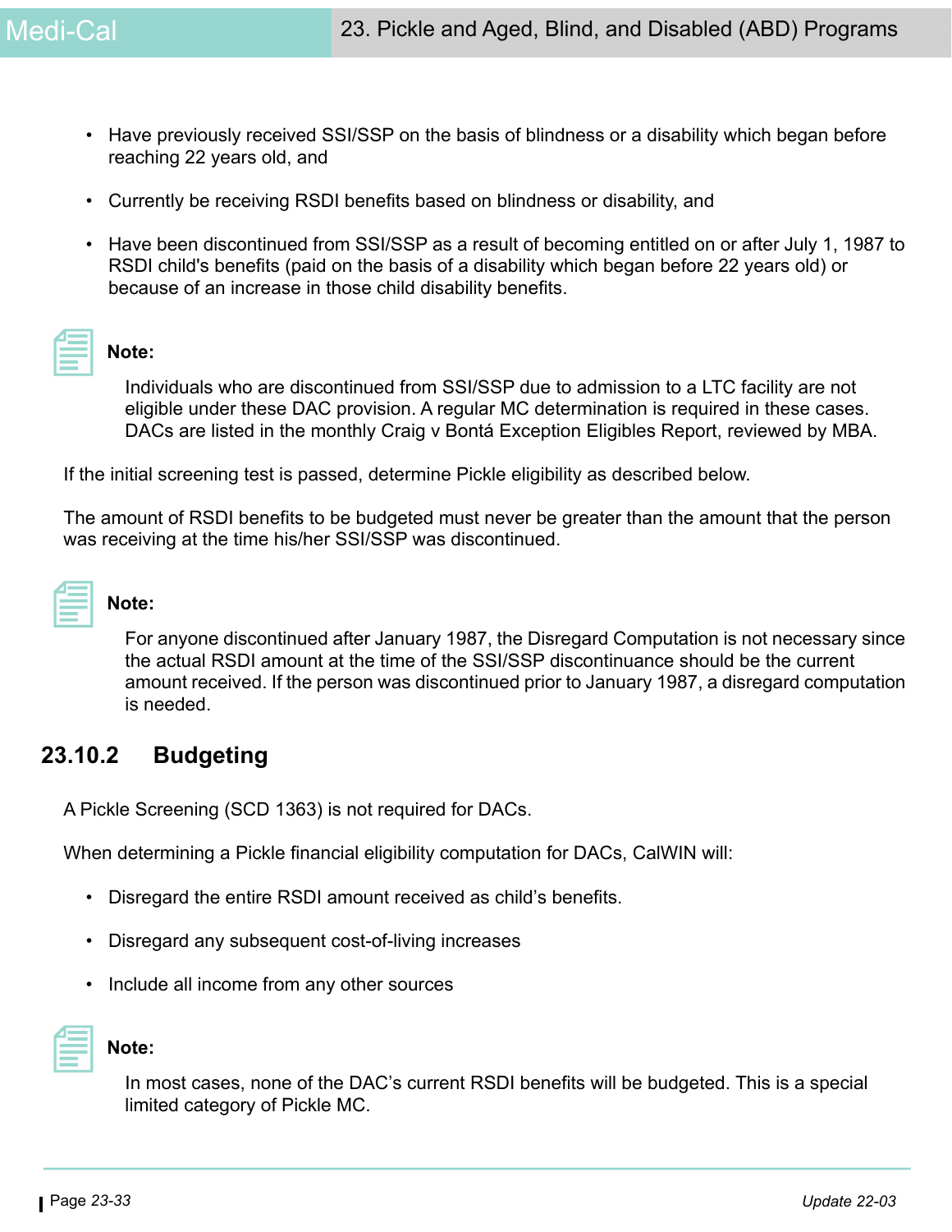- Have previously received SSI/SSP on the basis of blindness or a disability which began before reaching 22 years old, and
- Currently be receiving RSDI benefits based on blindness or disability, and
- Have been discontinued from SSI/SSP as a result of becoming entitled on or after July 1, 1987 to RSDI child's benefits (paid on the basis of a disability which began before 22 years old) or because of an increase in those child disability benefits.

**Note:**

Individuals who are discontinued from SSI/SSP due to admission to a LTC facility are not eligible under these DAC provision. A regular MC determination is required in these cases. DACs are listed in the monthly Craig v Bontá Exception Eligibles Report, reviewed by MBA.

If the initial screening test is passed, determine Pickle eligibility as described below.

The amount of RSDI benefits to be budgeted must never be greater than the amount that the person was receiving at the time his/her SSI/SSP was discontinued.

**Note:**

For anyone discontinued after January 1987, the Disregard Computation is not necessary since the actual RSDI amount at the time of the SSI/SSP discontinuance should be the current amount received. If the person was discontinued prior to January 1987, a disregard computation is needed.

## 23.10.2 Budgeting

A Pickle Screening (SCD 1363) is not required for DACs.

When determining a Pickle financial eligibility computation for DACs, CalWIN will:

- Disregard the entire RSDI amount received as child's benefits.
- Disregard any subsequent cost-of-living increases
- Include all income from any other sources

**Note:**

In most cases, none of the DAC's current RSDI benefits will be budgeted. This is a special limited category of Pickle MC.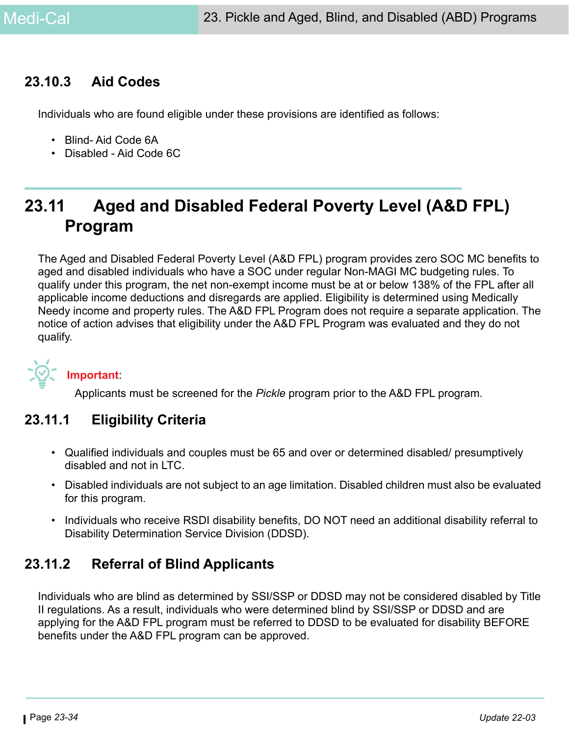### 23.10.3 Aid Codes

Individuals who are found eligible under these provisions are identified as follows:

- Blind- Aid Code 6A
- Disabled - Aid Code 6C

## 23.11 Aged and Disabled Federal Poverty Level (A&D FPL) Program

The Aged and Disabled Federal Poverty Level (A&D FPL) program provides zero SOC MC benefits to aged and disabled individuals who have a SOC under regular Non-MAGI MC budgeting rules. To qualify under this program, the net non-exempt income must be at or below 138% of the FPL after all applicable income deductions and disregards are applied. Eligibility is determined using Medically Needy income and property rules. The A&D FPL Program does not require a separate application. The notice of action advises that eligibility under the A&D FPL Program was evaluated and they do not qualify.

**Important**:

Applicants must be screened for the *Pickle* program prior to the A&D FPL program.

### 23.11.1 Eligibility Criteria

- Qualified individuals and couples must be 65 and over or determined disabled/ presumptively disabled and not in LTC.
- Disabled individuals are not subject to an age limitation. Disabled children must also be evaluated for this program.
- Individuals who receive RSDI disability benefits, DO NOT need an additional disability referral to Disability Determination Service Division (DDSD).

### 23.11.2 Referral of Blind Applicants

Individuals who are blind as determined by SSI/SSP or DDSD may not be considered disabled by Title II regulations. As a result, individuals who were determined blind by SSI/SSP or DDSD and are applying for the A&D FPL program must be referred to DDSD to be evaluated for disability BEFORE benefits under the A&D FPL program can be approved.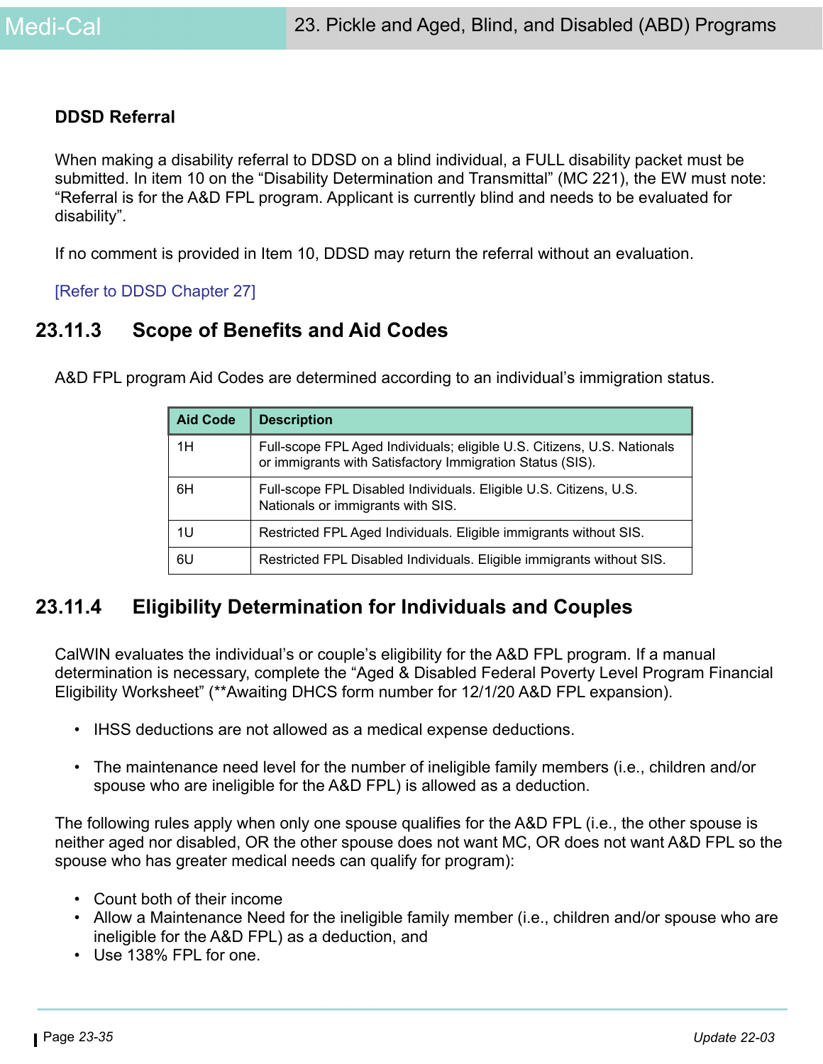### DDSD Referral

When making a disability referral to DDSD on a blind individual, a FULL disability packet must be submitted. In item 10 on the “Disability Determination and Transmittal” (MC 221), the EW must note: “Referral is for the A&D FPL program. Applicant is currently blind and needs to be evaluated for disability”.

If no comment is provided in Item 10, DDSD may return the referral without an evaluation.

[Refer to DDSD Chapter 27]

## 23.11.3 Scope of Benefits and Aid Codes

A&D FPL program Aid Codes are determined according to an individual’s immigration status.

| Aid Code | Description |
|---|---|
| 1H | Full-scope FPL Aged Individuals; eligible U.S. Citizens, U.S. Nationals or immigrants with Satisfactory Immigration Status (SIS). |
| 6H | Full-scope FPL Disabled Individuals. Eligible U.S. Citizens, U.S. Nationals or immigrants with SIS. |
| 1U | Restricted FPL Aged Individuals. Eligible immigrants without SIS. |
| 6U | Restricted FPL Disabled Individuals. Eligible immigrants without SIS. |

## 23.11.4 Eligibility Determination for Individuals and Couples

CalWIN evaluates the individual’s or couple’s eligibility for the A&D FPL program. If a manual determination is necessary, complete the “Aged & Disabled Federal Poverty Level Program Financial Eligibility Worksheet” (**Awaiting DHCS form number for 12/1/20 A&D FPL expansion).

- IHSS deductions are not allowed as a medical expense deductions.
- The maintenance need level for the number of ineligible family members (i.e., children and/or spouse who are ineligible for the A&D FPL) is allowed as a deduction.

The following rules apply when only one spouse qualifies for the A&D FPL (i.e., the other spouse is neither aged nor disabled, OR the other spouse does not want MC, OR does not want A&D FPL so the spouse who has greater medical needs can qualify for program):

- Count both of their income
- Allow a Maintenance Need for the ineligible family member (i.e., children and/or spouse who are ineligible for the A&D FPL) as a deduction, and
- Use 138% FPL for one.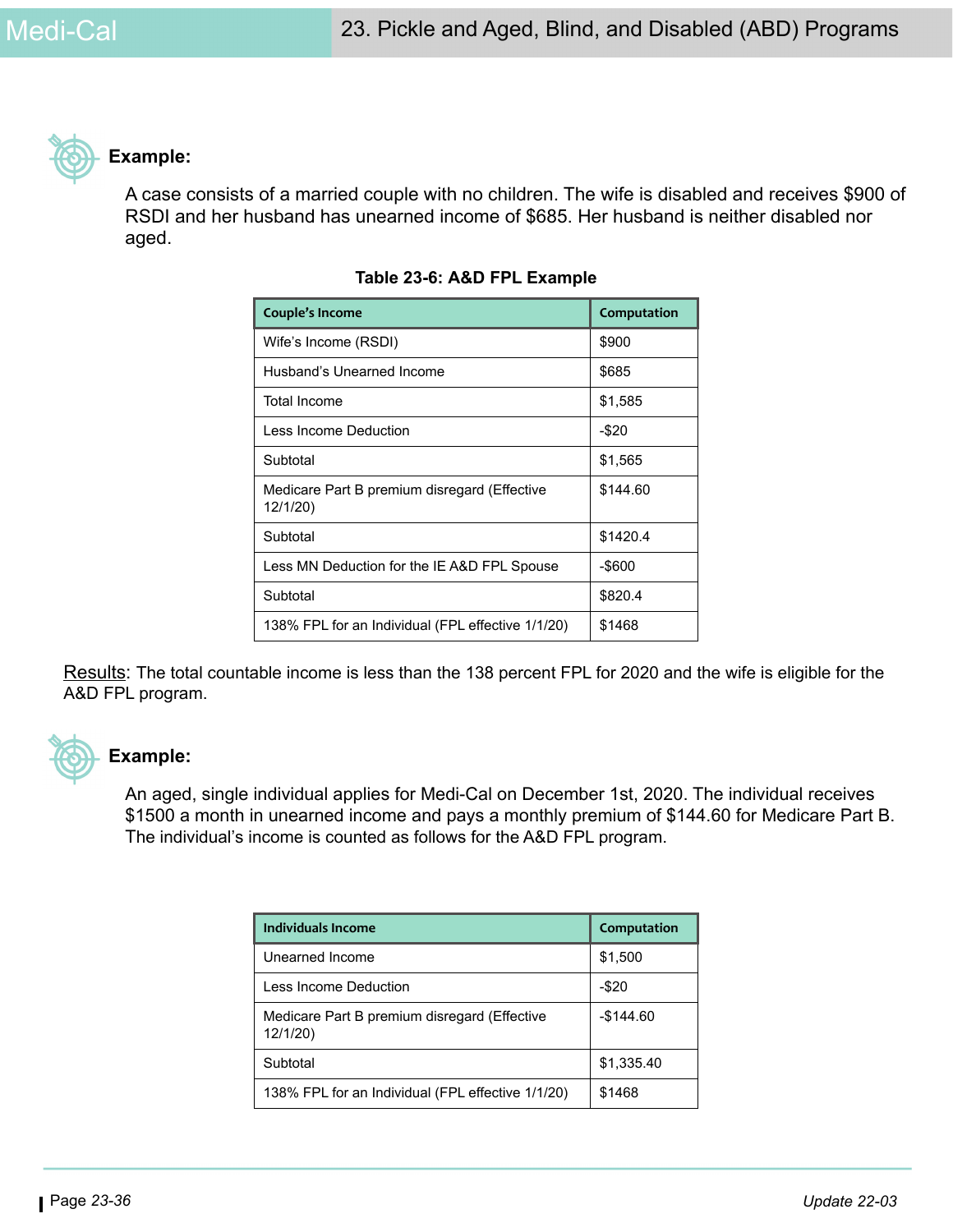**Example:**

A case consists of a married couple with no children. The wife is disabled and receives $900 of RSDI and her husband has unearned income of $685. Her husband is neither disabled nor aged.

**Table 23-6: A&D FPL Example**

| Couple's Income | Computation |
|---|---|
| Wife's Income (RSDI) | $900 |
| Husband's Unearned Income | $685 |
| Total Income | $1,585 |
| Less Income Deduction | -$20 |
| Subtotal | $1,565 |
| Medicare Part B premium disregard (Effective 12/1/20) | $144.60 |
| Subtotal | $1420.4 |
| Less MN Deduction for the IE A&D FPL Spouse | -$600 |
| Subtotal | $820.4 |
| 138% FPL for an Individual (FPL effective 1/1/20) | $1468 |

Results: The total countable income is less than the 138 percent FPL for 2020 and the wife is eligible for the A&D FPL program.

**Example:**

An aged, single individual applies for Medi-Cal on December 1st, 2020. The individual receives $1500 a month in unearned income and pays a monthly premium of $144.60 for Medicare Part B. The individual's income is counted as follows for the A&D FPL program.

| Individuals Income | Computation |
|---|---|
| Unearned Income | $1,500 |
| Less Income Deduction | -$20 |
| Medicare Part B premium disregard (Effective 12/1/20) | -$144.60 |
| Subtotal | $1,335.40 |
| 138% FPL for an Individual (FPL effective 1/1/20) | $1468 |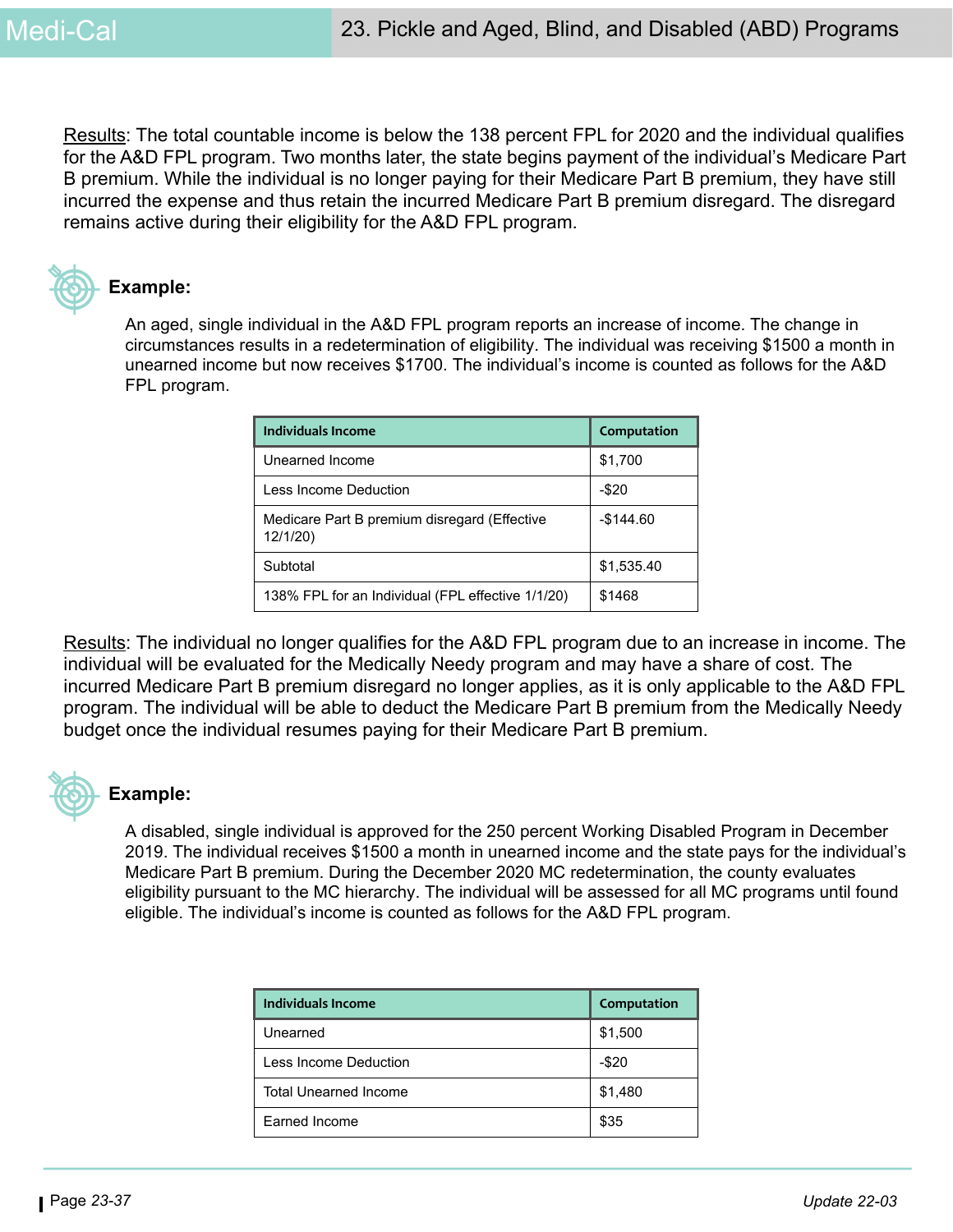Results: The total countable income is below the 138 percent FPL for 2020 and the individual qualifies for the A&D FPL program. Two months later, the state begins payment of the individual's Medicare Part B premium. While the individual is no longer paying for their Medicare Part B premium, they have still incurred the expense and thus retain the incurred Medicare Part B premium disregard. The disregard remains active during their eligibility for the A&D FPL program.

**Example:**

An aged, single individual in the A&D FPL program reports an increase of income. The change in circumstances results in a redetermination of eligibility. The individual was receiving $1500 a month in unearned income but now receives $1700. The individual's income is counted as follows for the A&D FPL program.

| Individuals Income | Computation |
|---|---|
| Unearned Income | $1,700 |
| Less Income Deduction | -$20 |
| Medicare Part B premium disregard (Effective 12/1/20) | -$144.60 |
| Subtotal | $1,535.40 |
| 138% FPL for an Individual (FPL effective 1/1/20) | $1468 |

Results: The individual no longer qualifies for the A&D FPL program due to an increase in income. The individual will be evaluated for the Medically Needy program and may have a share of cost. The incurred Medicare Part B premium disregard no longer applies, as it is only applicable to the A&D FPL program. The individual will be able to deduct the Medicare Part B premium from the Medically Needy budget once the individual resumes paying for their Medicare Part B premium.

**Example:**

A disabled, single individual is approved for the 250 percent Working Disabled Program in December 2019. The individual receives $1500 a month in unearned income and the state pays for the individual's Medicare Part B premium. During the December 2020 MC redetermination, the county evaluates eligibility pursuant to the MC hierarchy. The individual will be assessed for all MC programs until found eligible. The individual's income is counted as follows for the A&D FPL program.

| Individuals Income | Computation |
|---|---|
| Unearned | $1,500 |
| Less Income Deduction | -$20 |
| Total Unearned Income | $1,480 |
| Earned Income | $35 |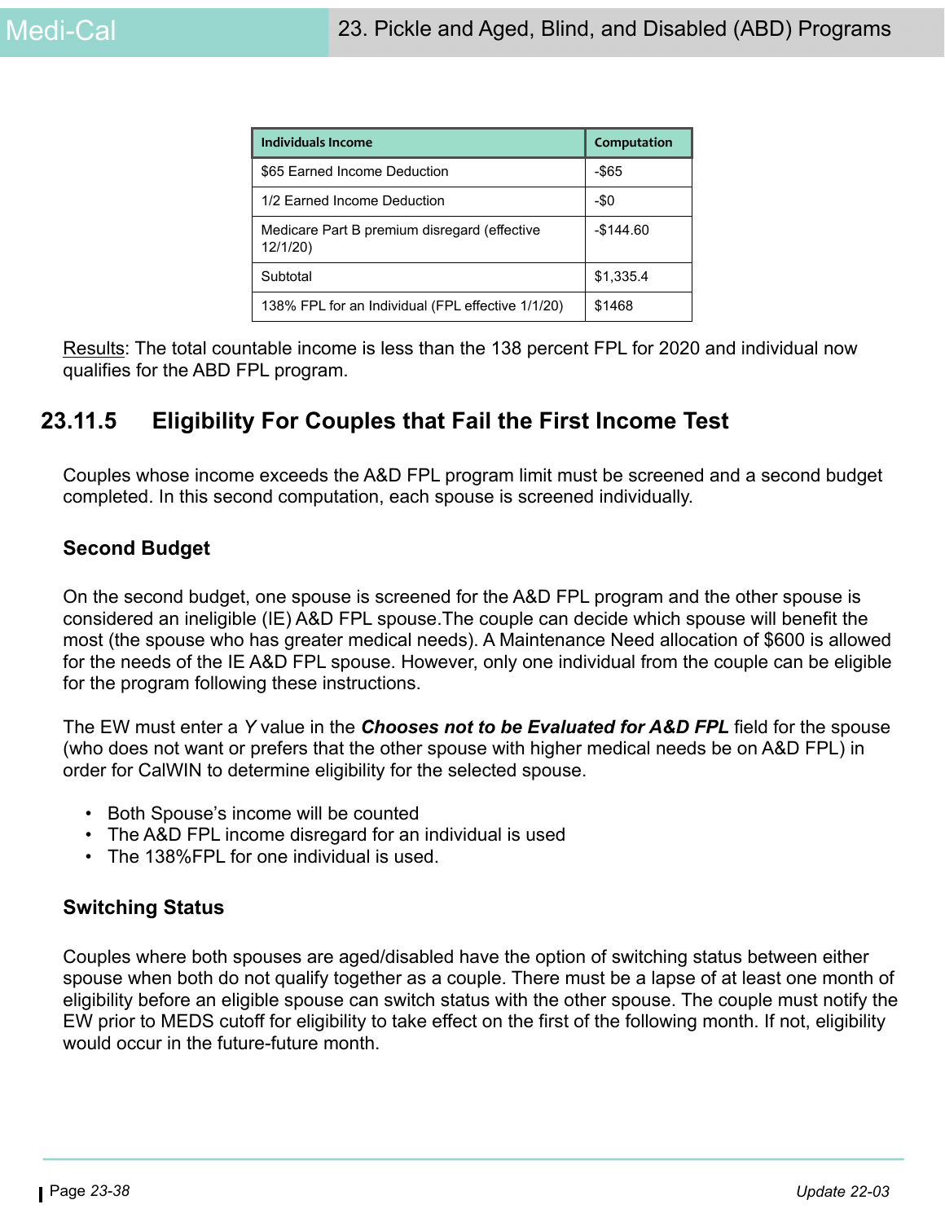| Individuals Income | Computation |
|---|---|
| $65 Earned Income Deduction | -$65 |
| 1/2 Earned Income Deduction | -$0 |
| Medicare Part B premium disregard (effective 12/1/20) | -$144.60 |
| Subtotal | $1,335.4 |
| 138% FPL for an Individual (FPL effective 1/1/20) | $1468 |

Results: The total countable income is less than the 138 percent FPL for 2020 and individual now qualifies for the ABD FPL program.

## 23.11.5 Eligibility For Couples that Fail the First Income Test

Couples whose income exceeds the A&D FPL program limit must be screened and a second budget completed. In this second computation, each spouse is screened individually.

### Second Budget

On the second budget, one spouse is screened for the A&D FPL program and the other spouse is considered an ineligible (IE) A&D FPL spouse.The couple can decide which spouse will benefit the most (the spouse who has greater medical needs). A Maintenance Need allocation of $600 is allowed for the needs of the IE A&D FPL spouse. However, only one individual from the couple can be eligible for the program following these instructions.

The EW must enter a *Y* value in the ***Chooses not to be Evaluated for A&D FPL*** field for the spouse (who does not want or prefers that the other spouse with higher medical needs be on A&D FPL) in order for CalWIN to determine eligibility for the selected spouse.

- Both Spouse's income will be counted
- The A&D FPL income disregard for an individual is used
- The 138%FPL for one individual is used.

### Switching Status

Couples where both spouses are aged/disabled have the option of switching status between either spouse when both do not qualify together as a couple. There must be a lapse of at least one month of eligibility before an eligible spouse can switch status with the other spouse. The couple must notify the EW prior to MEDS cutoff for eligibility to take effect on the first of the following month. If not, eligibility would occur in the future-future month.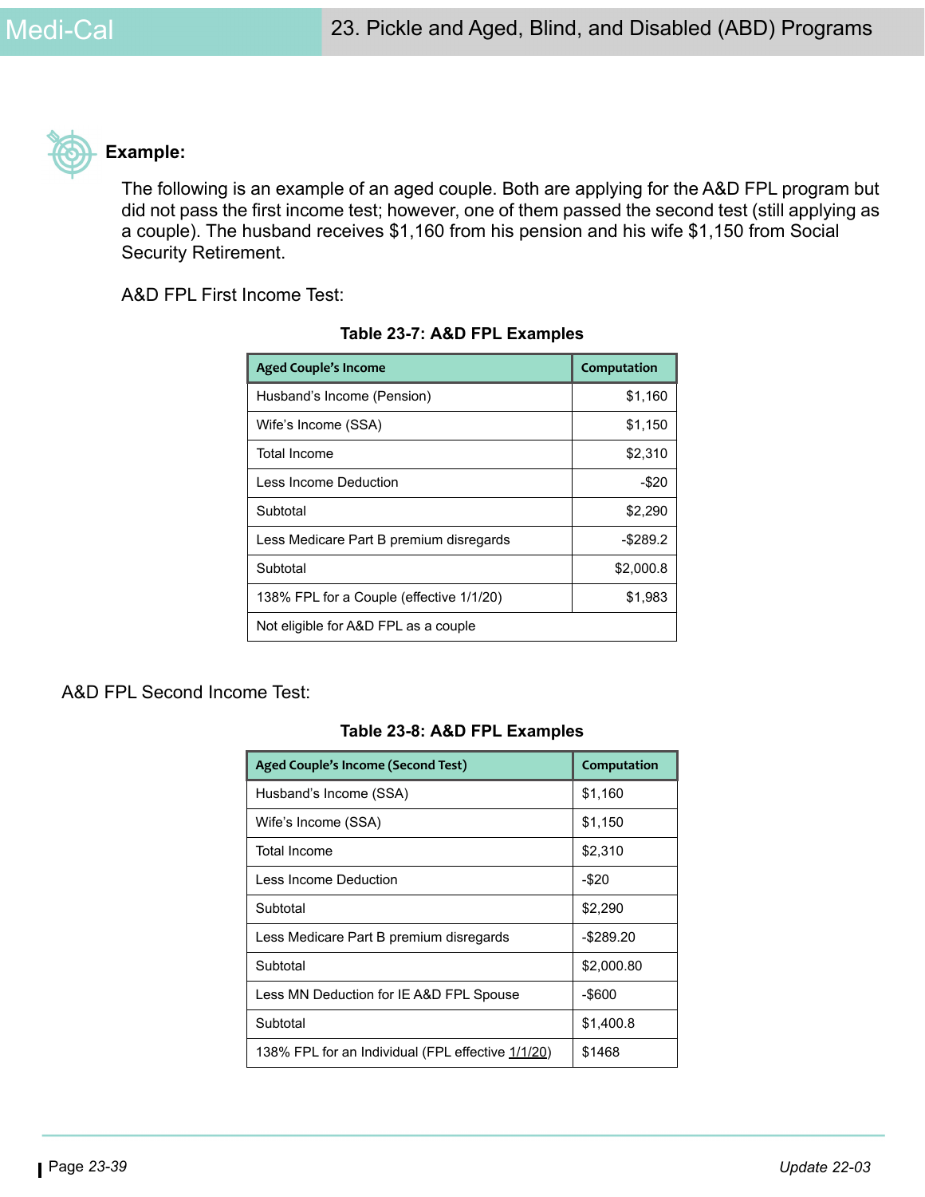**Example:**

The following is an example of an aged couple. Both are applying for the A&D FPL program but did not pass the first income test; however, one of them passed the second test (still applying as a couple). The husband receives $1,160 from his pension and his wife $1,150 from Social Security Retirement.

A&D FPL First Income Test:

**Table 23-7: A&D FPL Examples**

| Aged Couple's Income | Computation |
|---|---|
| Husband's Income (Pension) | $1,160 |
| Wife's Income (SSA) | $1,150 |
| Total Income | $2,310 |
| Less Income Deduction | -$20 |
| Subtotal | $2,290 |
| Less Medicare Part B premium disregards | -$289.2 |
| Subtotal | $2,000.8 |
| 138% FPL for a Couple (effective 1/1/20) | $1,983 |
| Not eligible for A&D FPL as a couple | |

A&D FPL Second Income Test:

**Table 23-8: A&D FPL Examples**

| Aged Couple's Income (Second Test) | Computation |
|---|---|
| Husband's Income (SSA) | $1,160 |
| Wife's Income (SSA) | $1,150 |
| Total Income | $2,310 |
| Less Income Deduction | -$20 |
| Subtotal | $2,290 |
| Less Medicare Part B premium disregards | -$289.20 |
| Subtotal | $2,000.80 |
| Less MN Deduction for IE A&D FPL Spouse | -$600 |
| Subtotal | $1,400.8 |
| 138% FPL for an Individual (FPL effective 1/1/20) | $1468 |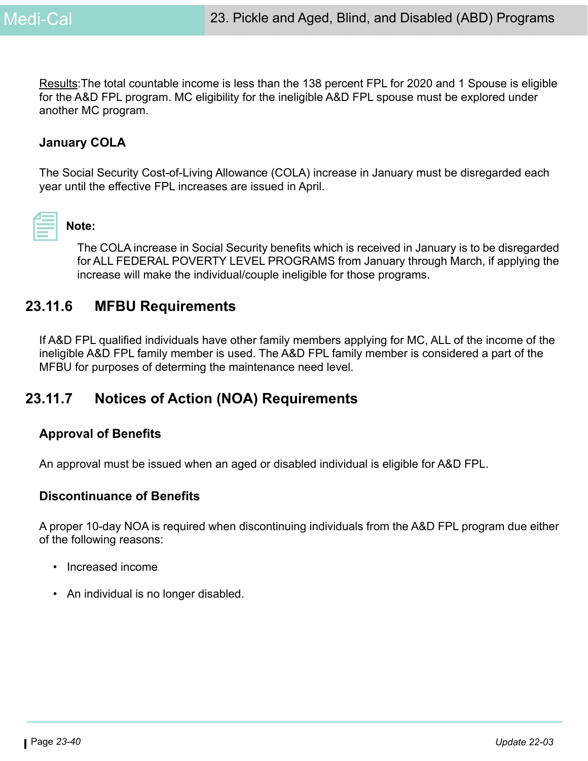Results:The total countable income is less than the 138 percent FPL for 2020 and 1 Spouse is eligible for the A&D FPL program. MC eligibility for the ineligible A&D FPL spouse must be explored under another MC program.

### January COLA

The Social Security Cost-of-Living Allowance (COLA) increase in January must be disregarded each year until the effective FPL increases are issued in April.

**Note:**

The COLA increase in Social Security benefits which is received in January is to be disregarded for ALL FEDERAL POVERTY LEVEL PROGRAMS from January through March, if applying the increase will make the individual/couple ineligible for those programs.

## 23.11.6 MFBU Requirements

If A&D FPL qualified individuals have other family members applying for MC, ALL of the income of the ineligible A&D FPL family member is used. The A&D FPL family member is considered a part of the MFBU for purposes of determing the maintenance need level.

## 23.11.7 Notices of Action (NOA) Requirements

### Approval of Benefits

An approval must be issued when an aged or disabled individual is eligible for A&D FPL.

### Discontinuance of Benefits

A proper 10-day NOA is required when discontinuing individuals from the A&D FPL program due either of the following reasons:

- Increased income
- An individual is no longer disabled.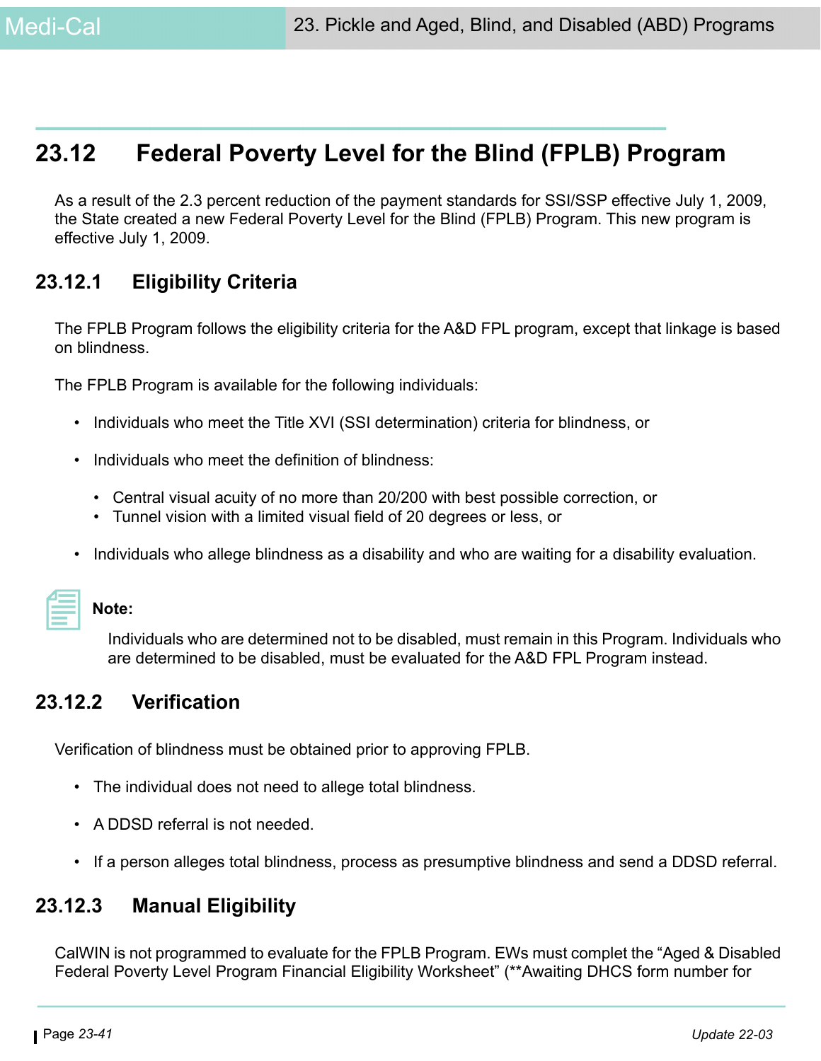## 23.12 Federal Poverty Level for the Blind (FPLB) Program

As a result of the 2.3 percent reduction of the payment standards for SSI/SSP effective July 1, 2009, the State created a new Federal Poverty Level for the Blind (FPLB) Program. This new program is effective July 1, 2009.

### 23.12.1 Eligibility Criteria

The FPLB Program follows the eligibility criteria for the A&D FPL program, except that linkage is based on blindness.

The FPLB Program is available for the following individuals:

- Individuals who meet the Title XVI (SSI determination) criteria for blindness, or
- Individuals who meet the definition of blindness:
  - Central visual acuity of no more than 20/200 with best possible correction, or
  - Tunnel vision with a limited visual field of 20 degrees or less, or
- Individuals who allege blindness as a disability and who are waiting for a disability evaluation.

**Note:**

Individuals who are determined not to be disabled, must remain in this Program. Individuals who are determined to be disabled, must be evaluated for the A&D FPL Program instead.

### 23.12.2 Verification

Verification of blindness must be obtained prior to approving FPLB.

- The individual does not need to allege total blindness.
- A DDSD referral is not needed.
- If a person alleges total blindness, process as presumptive blindness and send a DDSD referral.

### 23.12.3 Manual Eligibility

CalWIN is not programmed to evaluate for the FPLB Program. EWs must complet the “Aged & Disabled Federal Poverty Level Program Financial Eligibility Worksheet” (**Awaiting DHCS form number for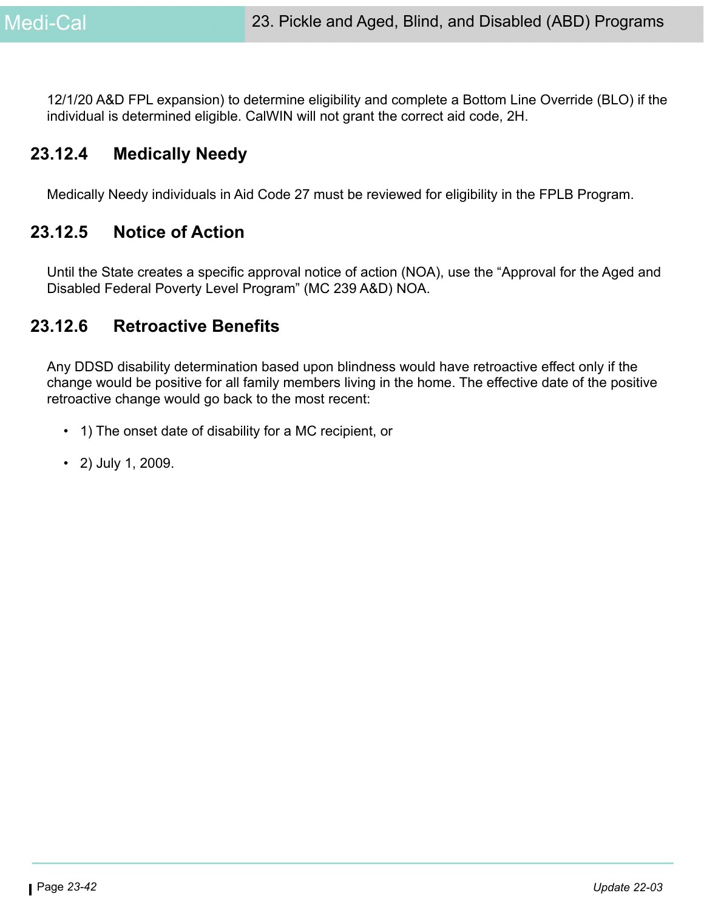12/1/20 A&D FPL expansion) to determine eligibility and complete a Bottom Line Override (BLO) if the individual is determined eligible. CalWIN will not grant the correct aid code, 2H.

### 23.12.4 Medically Needy

Medically Needy individuals in Aid Code 27 must be reviewed for eligibility in the FPLB Program.

### 23.12.5 Notice of Action

Until the State creates a specific approval notice of action (NOA), use the "Approval for the Aged and Disabled Federal Poverty Level Program" (MC 239 A&D) NOA.

### 23.12.6 Retroactive Benefits

Any DDSD disability determination based upon blindness would have retroactive effect only if the change would be positive for all family members living in the home. The effective date of the positive retroactive change would go back to the most recent:

- 1) The onset date of disability for a MC recipient, or
- 2) July 1, 2009.